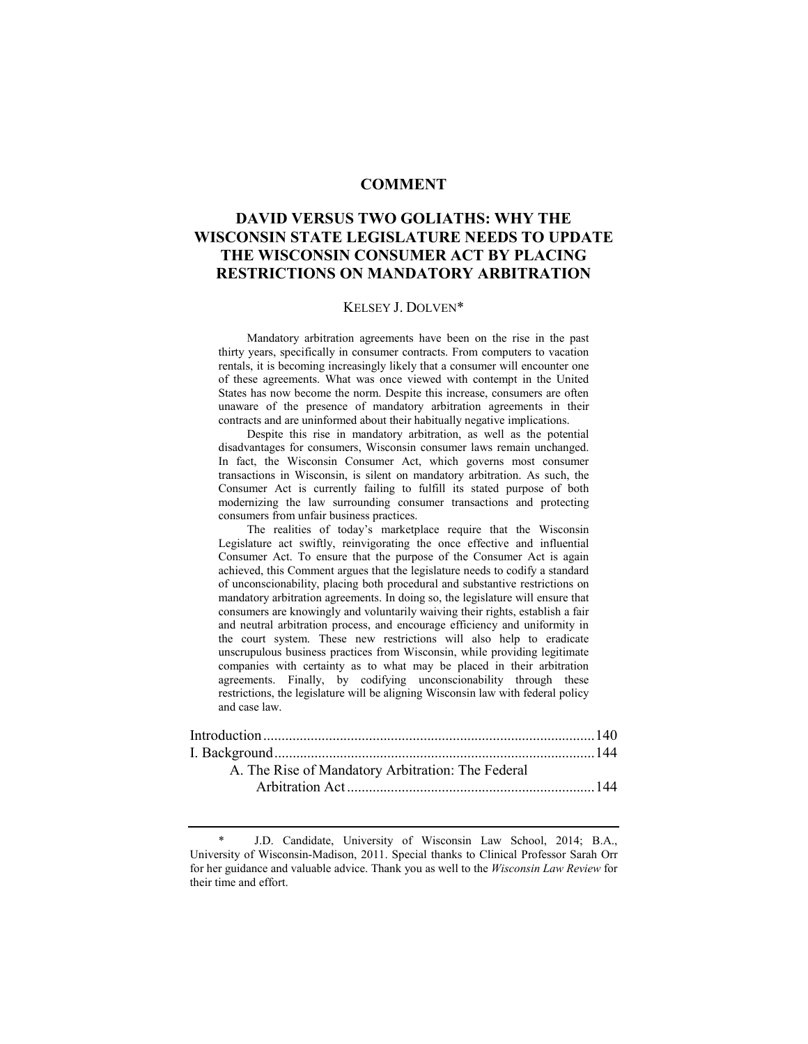## COMMENT

# DAVID VERSUS TWO GOLIATHS: WHY THE WISCONSIN STATE LEGISLATURE NEEDS TO UPDATE THE WISCONSIN CONSUMER ACT BY PLACING RESTRICTIONS ON MANDATORY ARBITRATION

KELSEY J. DOLVEN*

Mandatory arbitration agreements have been on the rise in the past thirty years, specifically in consumer contracts. From computers to vacation rentals, it is becoming increasingly likely that a consumer will encounter one of these agreements. What was once viewed with contempt in the United States has now become the norm. Despite this increase, consumers are often unaware of the presence of mandatory arbitration agreements in their contracts and are uninformed about their habitually negative implications.

Despite this rise in mandatory arbitration, as well as the potential disadvantages for consumers, Wisconsin consumer laws remain unchanged. In fact, the Wisconsin Consumer Act, which governs most consumer transactions in Wisconsin, is silent on mandatory arbitration. As such, the Consumer Act is currently failing to fulfill its stated purpose of both modernizing the law surrounding consumer transactions and protecting consumers from unfair business practices.

The realities of today's marketplace require that the Wisconsin Legislature act swiftly, reinvigorating the once effective and influential Consumer Act. To ensure that the purpose of the Consumer Act is again achieved, this Comment argues that the legislature needs to codify a standard of unconscionability, placing both procedural and substantive restrictions on mandatory arbitration agreements. In doing so, the legislature will ensure that consumers are knowingly and voluntarily waiving their rights, establish a fair and neutral arbitration process, and encourage efficiency and uniformity in the court system. These new restrictions will also help to eradicate unscrupulous business practices from Wisconsin, while providing legitimate companies with certainty as to what may be placed in their arbitration agreements. Finally, by codifying unconscionability through these restrictions, the legislature will be aligning Wisconsin law with federal policy and case law.

Introduction .......... 140
I. Background .......... 144
    A. The Rise of Mandatory Arbitration: The Federal Arbitration Act .......... 144

---

\* J.D. Candidate, University of Wisconsin Law School, 2014; B.A., University of Wisconsin-Madison, 2011. Special thanks to Clinical Professor Sarah Orr for her guidance and valuable advice. Thank you as well to the *Wisconsin Law Review* for their time and effort.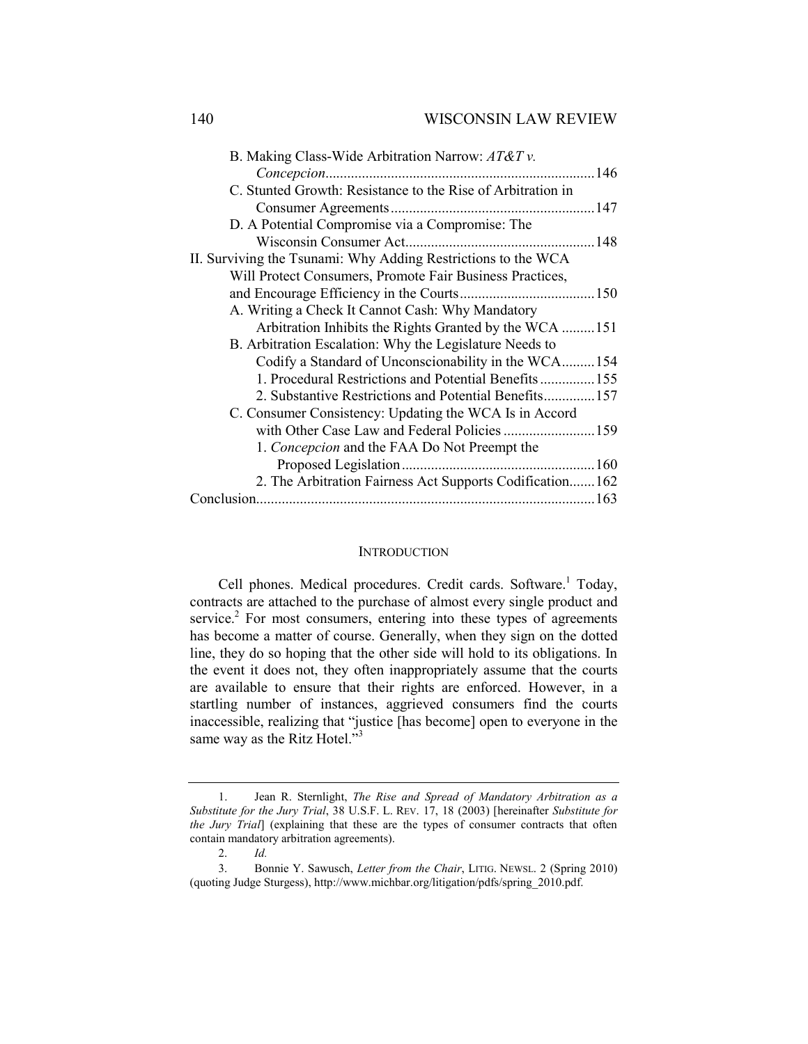B. Making Class-Wide Arbitration Narrow: *AT&T v. Concepcion*......146
C. Stunted Growth: Resistance to the Rise of Arbitration in Consumer Agreements......147
D. A Potential Compromise via a Compromise: The Wisconsin Consumer Act......148

II. Surviving the Tsunami: Why Adding Restrictions to the WCA Will Protect Consumers, Promote Fair Business Practices, and Encourage Efficiency in the Courts......150
A. Writing a Check It Cannot Cash: Why Mandatory Arbitration Inhibits the Rights Granted by the WCA......151
B. Arbitration Escalation: Why the Legislature Needs to Codify a Standard of Unconscionability in the WCA......154
1. Procedural Restrictions and Potential Benefits......155
2. Substantive Restrictions and Potential Benefits......157
C. Consumer Consistency: Updating the WCA Is in Accord with Other Case Law and Federal Policies......159
1. *Concepcion* and the FAA Do Not Preempt the Proposed Legislation......160
2. The Arbitration Fairness Act Supports Codification......162

Conclusion......163

## INTRODUCTION

Cell phones. Medical procedures. Credit cards. Software.[1] Today, contracts are attached to the purchase of almost every single product and service.[2] For most consumers, entering into these types of agreements has become a matter of course. Generally, when they sign on the dotted line, they do so hoping that the other side will hold to its obligations. In the event it does not, they often inappropriately assume that the courts are available to ensure that their rights are enforced. However, in a startling number of instances, aggrieved consumers find the courts inaccessible, realizing that "justice [has become] open to everyone in the same way as the Ritz Hotel."[3]

---

1. Jean R. Sternlight, *The Rise and Spread of Mandatory Arbitration as a Substitute for the Jury Trial*, 38 U.S.F. L. REV. 17, 18 (2003) [hereinafter *Substitute for the Jury Trial*] (explaining that these are the types of consumer contracts that often contain mandatory arbitration agreements).

2. *Id.*

3. Bonnie Y. Sawusch, *Letter from the Chair*, LITIG. NEWSL. 2 (Spring 2010) (quoting Judge Sturgess), http://www.michbar.org/litigation/pdfs/spring_2010.pdf.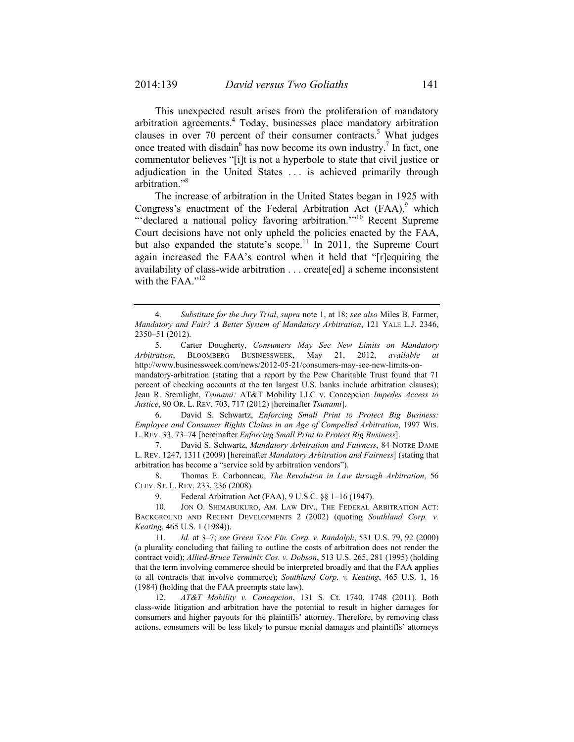This unexpected result arises from the proliferation of mandatory arbitration agreements.[4] Today, businesses place mandatory arbitration clauses in over 70 percent of their consumer contracts.[5] What judges once treated with disdain[6] has now become its own industry.[7] In fact, one commentator believes "[i]t is not a hyperbole to state that civil justice or adjudication in the United States . . . is achieved primarily through arbitration."[8]

The increase of arbitration in the United States began in 1925 with Congress's enactment of the Federal Arbitration Act (FAA),[9] which "'declared a national policy favoring arbitration.'"[10] Recent Supreme Court decisions have not only upheld the policies enacted by the FAA, but also expanded the statute's scope.[11] In 2011, the Supreme Court again increased the FAA's control when it held that "[r]equiring the availability of class-wide arbitration . . . create[ed] a scheme inconsistent with the FAA."[12]

---

4. *Substitute for the Jury Trial*, *supra* note 1, at 18; *see also* Miles B. Farmer, *Mandatory and Fair? A Better System of Mandatory Arbitration*, 121 YALE L.J. 2346, 2350–51 (2012).

5. Carter Dougherty, *Consumers May See New Limits on Mandatory Arbitration*, BLOOMBERG BUSINESSWEEK, May 21, 2012, *available at* http://www.businessweek.com/news/2012-05-21/consumers-may-see-new-limits-on-mandatory-arbitration (stating that a report by the Pew Charitable Trust found that 71 percent of checking accounts at the ten largest U.S. banks include arbitration clauses); Jean R. Sternlight, *Tsunami:* AT&T Mobility LLC v. Concepcion *Impedes Access to Justice*, 90 OR. L. REV. 703, 717 (2012) [hereinafter *Tsunami*].

6. David S. Schwartz, *Enforcing Small Print to Protect Big Business: Employee and Consumer Rights Claims in an Age of Compelled Arbitration*, 1997 WIS. L. REV. 33, 73–74 [hereinafter *Enforcing Small Print to Protect Big Business*].

7. David S. Schwartz, *Mandatory Arbitration and Fairness*, 84 NOTRE DAME L. REV. 1247, 1311 (2009) [hereinafter *Mandatory Arbitration and Fairness*] (stating that arbitration has become a "service sold by arbitration vendors").

8. Thomas E. Carbonneau, *The Revolution in Law through Arbitration*, 56 CLEV. ST. L. REV. 233, 236 (2008).

9. Federal Arbitration Act (FAA), 9 U.S.C. §§ 1–16 (1947).

10. JON O. SHIMABUKURO, AM. LAW DIV., THE FEDERAL ARBITRATION ACT: BACKGROUND AND RECENT DEVELOPMENTS 2 (2002) (quoting *Southland Corp. v. Keating*, 465 U.S. 1 (1984)).

11. *Id.* at 3–7; *see Green Tree Fin. Corp. v. Randolph*, 531 U.S. 79, 92 (2000) (a plurality concluding that failing to outline the costs of arbitration does not render the contract void); *Allied-Bruce Terminix Cos. v. Dobson*, 513 U.S. 265, 281 (1995) (holding that the term involving commerce should be interpreted broadly and that the FAA applies to all contracts that involve commerce); *Southland Corp. v. Keating*, 465 U.S. 1, 16 (1984) (holding that the FAA preempts state law).

12. *AT&T Mobility v. Concepcion*, 131 S. Ct. 1740, 1748 (2011). Both class-wide litigation and arbitration have the potential to result in higher damages for consumers and higher payouts for the plaintiffs' attorney. Therefore, by removing class actions, consumers will be less likely to pursue menial damages and plaintiffs' attorneys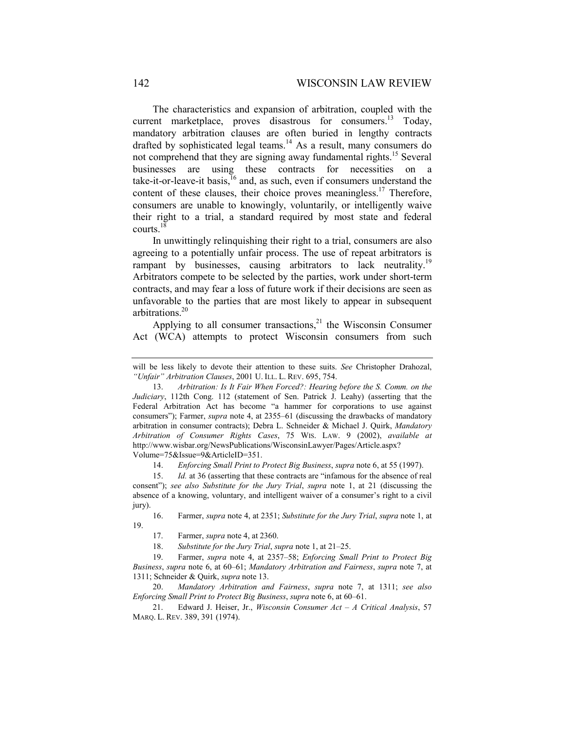The characteristics and expansion of arbitration, coupled with the current marketplace, proves disastrous for consumers.[13] Today, mandatory arbitration clauses are often buried in lengthy contracts drafted by sophisticated legal teams.[14] As a result, many consumers do not comprehend that they are signing away fundamental rights.[15] Several businesses are using these contracts for necessities on a take-it-or-leave-it basis,[16] and, as such, even if consumers understand the content of these clauses, their choice proves meaningless.[17] Therefore, consumers are unable to knowingly, voluntarily, or intelligently waive their right to a trial, a standard required by most state and federal courts.[18]

In unwittingly relinquishing their right to a trial, consumers are also agreeing to a potentially unfair process. The use of repeat arbitrators is rampant by businesses, causing arbitrators to lack neutrality.[19] Arbitrators compete to be selected by the parties, work under short-term contracts, and may fear a loss of future work if their decisions are seen as unfavorable to the parties that are most likely to appear in subsequent arbitrations.[20]

Applying to all consumer transactions,[21] the Wisconsin Consumer Act (WCA) attempts to protect Wisconsin consumers from such

---

will be less likely to devote their attention to these suits. *See* Christopher Drahozal, *"Unfair" Arbitration Clauses*, 2001 U. ILL. L. REV. 695, 754.

13. *Arbitration: Is It Fair When Forced?: Hearing before the S. Comm. on the Judiciary*, 112th Cong. 112 (statement of Sen. Patrick J. Leahy) (asserting that the Federal Arbitration Act has become "a hammer for corporations to use against consumers"); Farmer, *supra* note 4, at 2355–61 (discussing the drawbacks of mandatory arbitration in consumer contracts); Debra L. Schneider & Michael J. Quirk, *Mandatory Arbitration of Consumer Rights Cases*, 75 WIS. LAW. 9 (2002), *available at* http://www.wisbar.org/NewsPublications/WisconsinLawyer/Pages/Article.aspx?Volume=75&Issue=9&ArticleID=351.

14. *Enforcing Small Print to Protect Big Business*, *supra* note 6, at 55 (1997).

15. *Id.* at 36 (asserting that these contracts are "infamous for the absence of real consent"); *see also Substitute for the Jury Trial*, *supra* note 1, at 21 (discussing the absence of a knowing, voluntary, and intelligent waiver of a consumer's right to a civil jury).

16. Farmer, *supra* note 4, at 2351; *Substitute for the Jury Trial*, *supra* note 1, at 19.

17. Farmer, *supra* note 4, at 2360.

18. *Substitute for the Jury Trial*, *supra* note 1, at 21–25.

19. Farmer, *supra* note 4, at 2357–58; *Enforcing Small Print to Protect Big Business*, *supra* note 6, at 60–61; *Mandatory Arbitration and Fairness*, *supra* note 7, at 1311; Schneider & Quirk, *supra* note 13.

20. *Mandatory Arbitration and Fairness*, *supra* note 7, at 1311; *see also Enforcing Small Print to Protect Big Business*, *supra* note 6, at 60–61.

21. Edward J. Heiser, Jr., *Wisconsin Consumer Act – A Critical Analysis*, 57 MARQ. L. REV. 389, 391 (1974).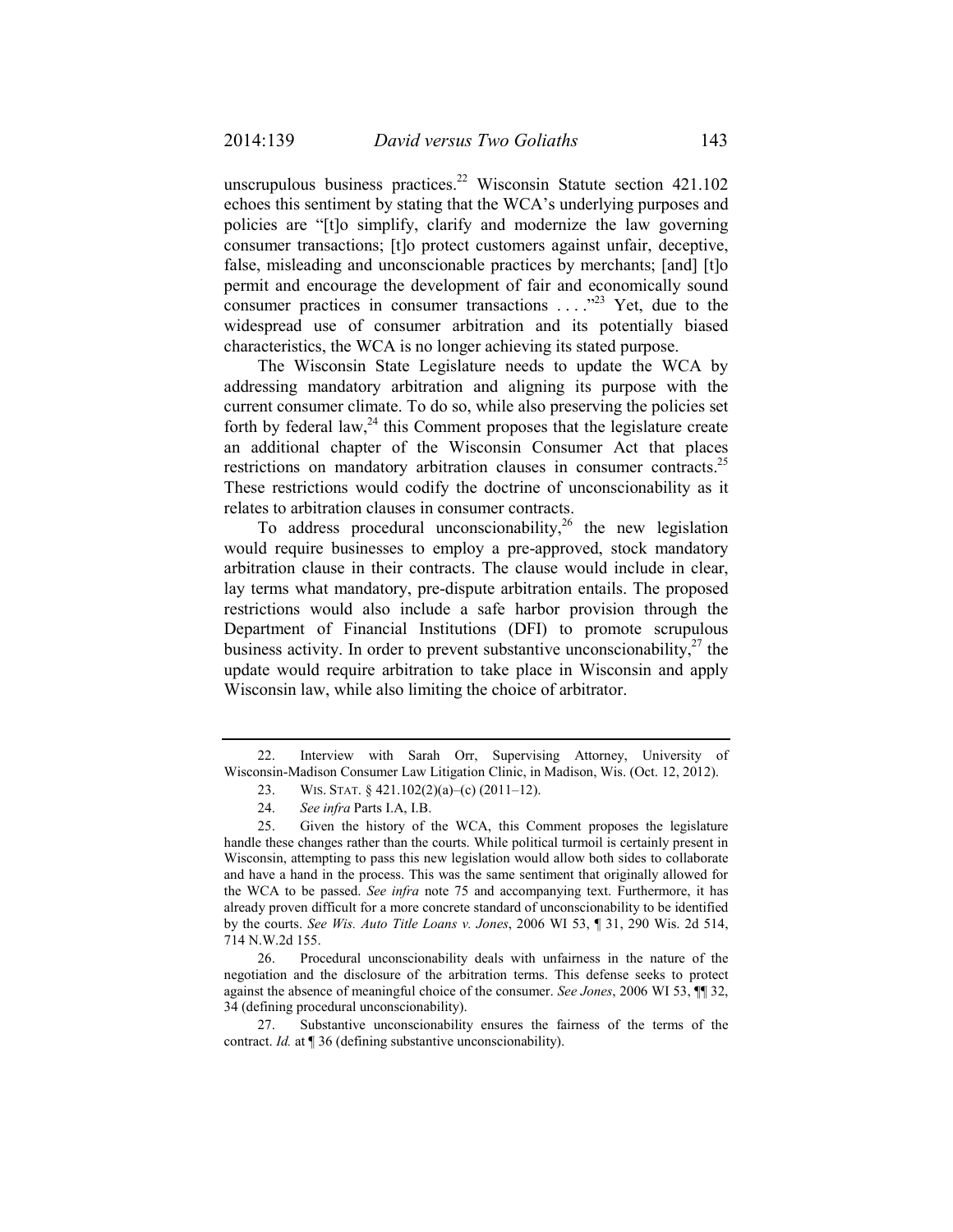unscrupulous business practices.[22] Wisconsin Statute section 421.102 echoes this sentiment by stating that the WCA's underlying purposes and policies are "[t]o simplify, clarify and modernize the law governing consumer transactions; [t]o protect customers against unfair, deceptive, false, misleading and unconscionable practices by merchants; [and] [t]o permit and encourage the development of fair and economically sound consumer practices in consumer transactions . . . ."[23] Yet, due to the widespread use of consumer arbitration and its potentially biased characteristics, the WCA is no longer achieving its stated purpose.

The Wisconsin State Legislature needs to update the WCA by addressing mandatory arbitration and aligning its purpose with the current consumer climate. To do so, while also preserving the policies set forth by federal law,[24] this Comment proposes that the legislature create an additional chapter of the Wisconsin Consumer Act that places restrictions on mandatory arbitration clauses in consumer contracts.[25] These restrictions would codify the doctrine of unconscionability as it relates to arbitration clauses in consumer contracts.

To address procedural unconscionability,[26] the new legislation would require businesses to employ a pre-approved, stock mandatory arbitration clause in their contracts. The clause would include in clear, lay terms what mandatory, pre-dispute arbitration entails. The proposed restrictions would also include a safe harbor provision through the Department of Financial Institutions (DFI) to promote scrupulous business activity. In order to prevent substantive unconscionability,[27] the update would require arbitration to take place in Wisconsin and apply Wisconsin law, while also limiting the choice of arbitrator.

---

22. Interview with Sarah Orr, Supervising Attorney, University of Wisconsin-Madison Consumer Law Litigation Clinic, in Madison, Wis. (Oct. 12, 2012).

23. WIS. STAT. § 421.102(2)(a)–(c) (2011–12).

24. *See infra* Parts I.A, I.B.

25. Given the history of the WCA, this Comment proposes the legislature handle these changes rather than the courts. While political turmoil is certainly present in Wisconsin, attempting to pass this new legislation would allow both sides to collaborate and have a hand in the process. This was the same sentiment that originally allowed for the WCA to be passed. *See infra* note 75 and accompanying text. Furthermore, it has already proven difficult for a more concrete standard of unconscionability to be identified by the courts. *See Wis. Auto Title Loans v. Jones*, 2006 WI 53, ¶ 31, 290 Wis. 2d 514, 714 N.W.2d 155.

26. Procedural unconscionability deals with unfairness in the nature of the negotiation and the disclosure of the arbitration terms. This defense seeks to protect against the absence of meaningful choice of the consumer. *See Jones*, 2006 WI 53, ¶¶ 32, 34 (defining procedural unconscionability).

27. Substantive unconscionability ensures the fairness of the terms of the contract. *Id.* at ¶ 36 (defining substantive unconscionability).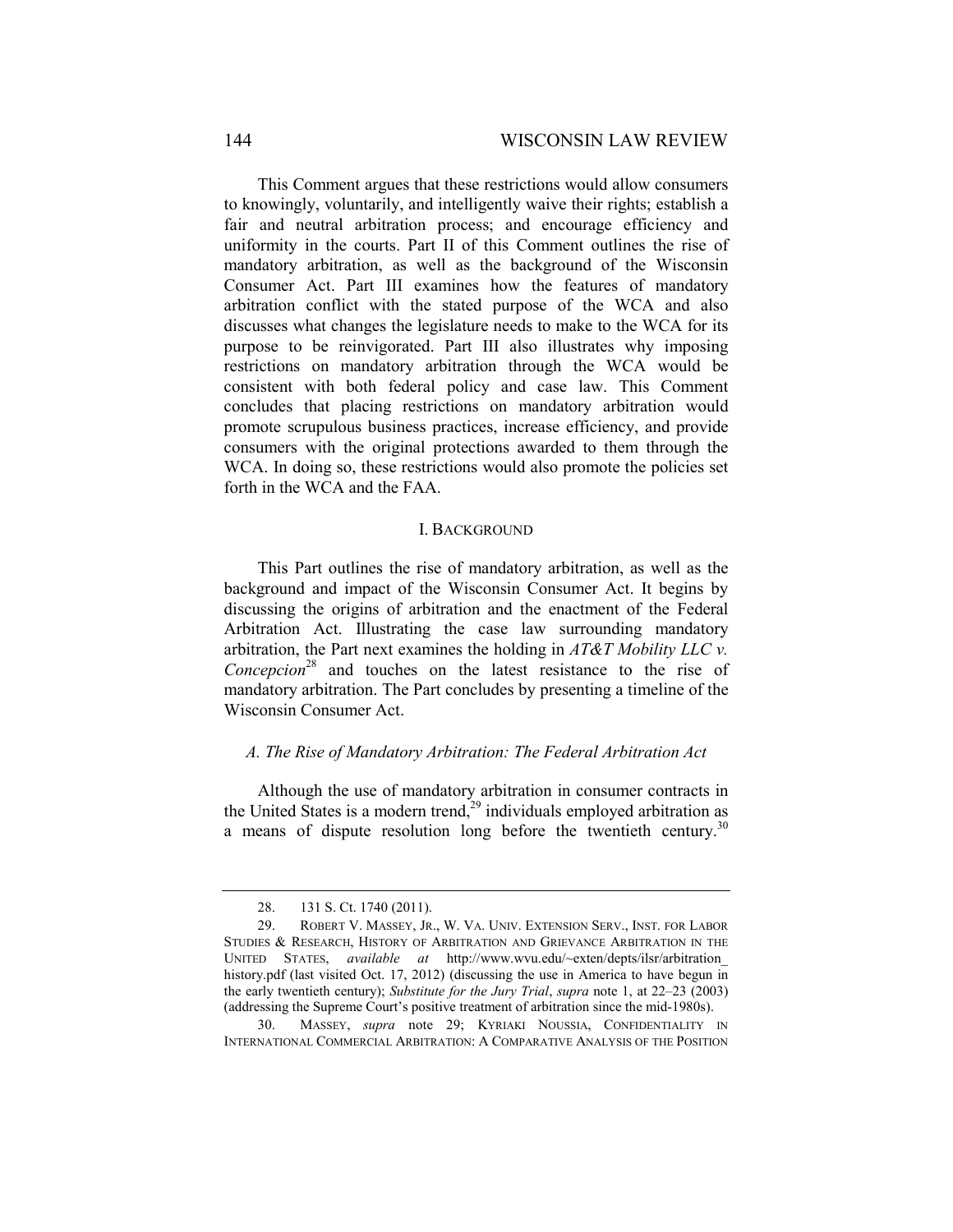This Comment argues that these restrictions would allow consumers to knowingly, voluntarily, and intelligently waive their rights; establish a fair and neutral arbitration process; and encourage efficiency and uniformity in the courts. Part II of this Comment outlines the rise of mandatory arbitration, as well as the background of the Wisconsin Consumer Act. Part III examines how the features of mandatory arbitration conflict with the stated purpose of the WCA and also discusses what changes the legislature needs to make to the WCA for its purpose to be reinvigorated. Part III also illustrates why imposing restrictions on mandatory arbitration through the WCA would be consistent with both federal policy and case law. This Comment concludes that placing restrictions on mandatory arbitration would promote scrupulous business practices, increase efficiency, and provide consumers with the original protections awarded to them through the WCA. In doing so, these restrictions would also promote the policies set forth in the WCA and the FAA.

## I. BACKGROUND

This Part outlines the rise of mandatory arbitration, as well as the background and impact of the Wisconsin Consumer Act. It begins by discussing the origins of arbitration and the enactment of the Federal Arbitration Act. Illustrating the case law surrounding mandatory arbitration, the Part next examines the holding in *AT&T Mobility LLC v. Concepcion*[28] and touches on the latest resistance to the rise of mandatory arbitration. The Part concludes by presenting a timeline of the Wisconsin Consumer Act.

### *A. The Rise of Mandatory Arbitration: The Federal Arbitration Act*

Although the use of mandatory arbitration in consumer contracts in the United States is a modern trend,[29] individuals employed arbitration as a means of dispute resolution long before the twentieth century.[30]

---

28. 131 S. Ct. 1740 (2011).

29. ROBERT V. MASSEY, JR., W. VA. UNIV. EXTENSION SERV., INST. FOR LABOR STUDIES & RESEARCH, HISTORY OF ARBITRATION AND GRIEVANCE ARBITRATION IN THE UNITED STATES, *available at* http://www.wvu.edu/~exten/depts/ilsr/arbitration_history.pdf (last visited Oct. 17, 2012) (discussing the use in America to have begun in the early twentieth century); *Substitute for the Jury Trial*, *supra* note 1, at 22–23 (2003) (addressing the Supreme Court's positive treatment of arbitration since the mid-1980s).

30. MASSEY, *supra* note 29; KYRIAKI NOUSSIA, CONFIDENTIALITY IN INTERNATIONAL COMMERCIAL ARBITRATION: A COMPARATIVE ANALYSIS OF THE POSITION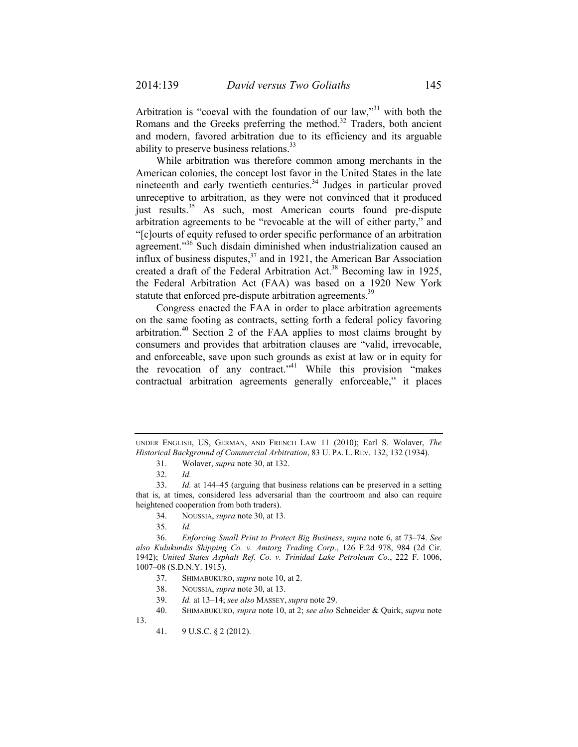Arbitration is "coeval with the foundation of our law,"[31] with both the Romans and the Greeks preferring the method.[32] Traders, both ancient and modern, favored arbitration due to its efficiency and its arguable ability to preserve business relations.[33]

While arbitration was therefore common among merchants in the American colonies, the concept lost favor in the United States in the late nineteenth and early twentieth centuries.[34] Judges in particular proved unreceptive to arbitration, as they were not convinced that it produced just results.[35] As such, most American courts found pre-dispute arbitration agreements to be "revocable at the will of either party," and "[c]ourts of equity refused to order specific performance of an arbitration agreement."[36] Such disdain diminished when industrialization caused an influx of business disputes,[37] and in 1921, the American Bar Association created a draft of the Federal Arbitration Act.[38] Becoming law in 1925, the Federal Arbitration Act (FAA) was based on a 1920 New York statute that enforced pre-dispute arbitration agreements.[39]

Congress enacted the FAA in order to place arbitration agreements on the same footing as contracts, setting forth a federal policy favoring arbitration.[40] Section 2 of the FAA applies to most claims brought by consumers and provides that arbitration clauses are "valid, irrevocable, and enforceable, save upon such grounds as exist at law or in equity for the revocation of any contract."[41] While this provision "makes contractual arbitration agreements generally enforceable," it places

---

UNDER ENGLISH, US, GERMAN, AND FRENCH LAW 11 (2010); Earl S. Wolaver, *The Historical Background of Commercial Arbitration*, 83 U. PA. L. REV. 132, 132 (1934).

31. Wolaver, *supra* note 30, at 132.

32. *Id.*

33. *Id.* at 144–45 (arguing that business relations can be preserved in a setting that is, at times, considered less adversarial than the courtroom and also can require heightened cooperation from both traders).

34. NOUSSIA, *supra* note 30, at 13.

35. *Id.*

36. *Enforcing Small Print to Protect Big Business*, *supra* note 6, at 73–74. *See also Kulukundis Shipping Co. v. Amtorg Trading Corp*., 126 F.2d 978, 984 (2d Cir. 1942); *United States Asphalt Ref. Co. v. Trinidad Lake Petroleum Co.*, 222 F. 1006, 1007–08 (S.D.N.Y. 1915).

37. SHIMABUKURO, *supra* note 10, at 2.

38. NOUSSIA, *supra* note 30, at 13.

39. *Id.* at 13–14; *see also* MASSEY, *supra* note 29.

40. SHIMABUKURO, *supra* note 10, at 2; *see also* Schneider & Quirk, *supra* note 13.

41. 9 U.S.C. § 2 (2012).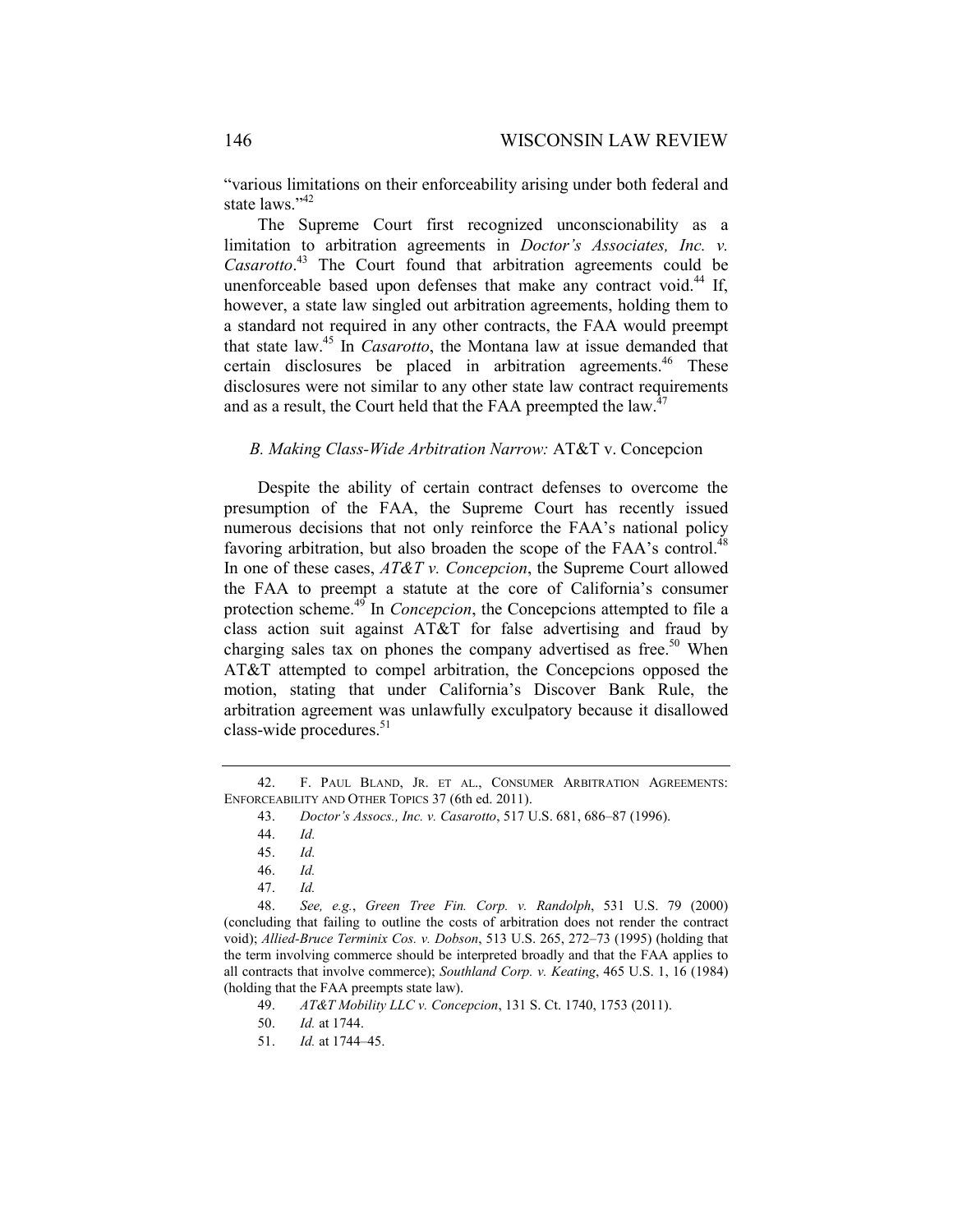"various limitations on their enforceability arising under both federal and state laws."[42]

The Supreme Court first recognized unconscionability as a limitation to arbitration agreements in *Doctor's Associates, Inc. v. Casarotto*.[43] The Court found that arbitration agreements could be unenforceable based upon defenses that make any contract void.[44] If, however, a state law singled out arbitration agreements, holding them to a standard not required in any other contracts, the FAA would preempt that state law.[45] In *Casarotto*, the Montana law at issue demanded that certain disclosures be placed in arbitration agreements.[46] These disclosures were not similar to any other state law contract requirements and as a result, the Court held that the FAA preempted the law.[47]

### *B. Making Class-Wide Arbitration Narrow:* AT&T v. Concepcion

Despite the ability of certain contract defenses to overcome the presumption of the FAA, the Supreme Court has recently issued numerous decisions that not only reinforce the FAA's national policy favoring arbitration, but also broaden the scope of the FAA's control.[48] In one of these cases, *AT&T v. Concepcion*, the Supreme Court allowed the FAA to preempt a statute at the core of California's consumer protection scheme.[49] In *Concepcion*, the Concepcions attempted to file a class action suit against AT&T for false advertising and fraud by charging sales tax on phones the company advertised as free.[50] When AT&T attempted to compel arbitration, the Concepcions opposed the motion, stating that under California's Discover Bank Rule, the arbitration agreement was unlawfully exculpatory because it disallowed class-wide procedures.[51]

---

42. F. PAUL BLAND, JR. ET AL., CONSUMER ARBITRATION AGREEMENTS: ENFORCEABILITY AND OTHER TOPICS 37 (6th ed. 2011).

43. *Doctor's Assocs., Inc. v. Casarotto*, 517 U.S. 681, 686–87 (1996).

44. *Id.*

45. *Id.*

46. *Id.*

47. *Id.*

48. *See, e.g.*, *Green Tree Fin. Corp. v. Randolph*, 531 U.S. 79 (2000) (concluding that failing to outline the costs of arbitration does not render the contract void); *Allied-Bruce Terminix Cos. v. Dobson*, 513 U.S. 265, 272–73 (1995) (holding that the term involving commerce should be interpreted broadly and that the FAA applies to all contracts that involve commerce); *Southland Corp. v. Keating*, 465 U.S. 1, 16 (1984) (holding that the FAA preempts state law).

49. *AT&T Mobility LLC v. Concepcion*, 131 S. Ct. 1740, 1753 (2011).

50. *Id.* at 1744.

51. *Id.* at 1744–45.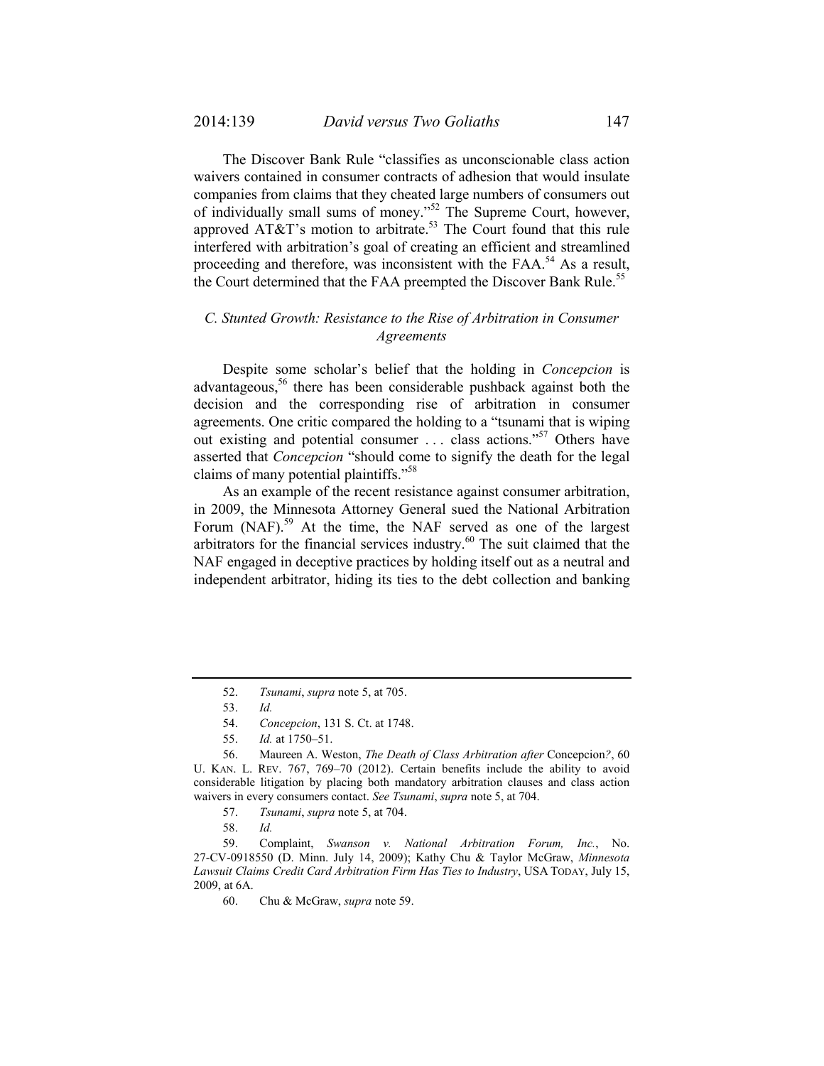The Discover Bank Rule "classifies as unconscionable class action waivers contained in consumer contracts of adhesion that would insulate companies from claims that they cheated large numbers of consumers out of individually small sums of money."[52] The Supreme Court, however, approved AT&T's motion to arbitrate.[53] The Court found that this rule interfered with arbitration's goal of creating an efficient and streamlined proceeding and therefore, was inconsistent with the FAA.[54] As a result, the Court determined that the FAA preempted the Discover Bank Rule.[55]

### *C. Stunted Growth: Resistance to the Rise of Arbitration in Consumer Agreements*

Despite some scholar's belief that the holding in *Concepcion* is advantageous,[56] there has been considerable pushback against both the decision and the corresponding rise of arbitration in consumer agreements. One critic compared the holding to a "tsunami that is wiping out existing and potential consumer . . . class actions."[57] Others have asserted that *Concepcion* "should come to signify the death for the legal claims of many potential plaintiffs."[58]

As an example of the recent resistance against consumer arbitration, in 2009, the Minnesota Attorney General sued the National Arbitration Forum (NAF).[59] At the time, the NAF served as one of the largest arbitrators for the financial services industry.[60] The suit claimed that the NAF engaged in deceptive practices by holding itself out as a neutral and independent arbitrator, hiding its ties to the debt collection and banking

---

52. *Tsunami*, *supra* note 5, at 705.

53. *Id.*

54. *Concepcion*, 131 S. Ct. at 1748.

55. *Id.* at 1750–51.

56. Maureen A. Weston, *The Death of Class Arbitration after* Concepcion*?*, 60 U. KAN. L. REV. 767, 769–70 (2012). Certain benefits include the ability to avoid considerable litigation by placing both mandatory arbitration clauses and class action waivers in every consumers contact. *See Tsunami*, *supra* note 5, at 704.

57. *Tsunami*, *supra* note 5, at 704.

58. *Id.*

59. Complaint, *Swanson v. National Arbitration Forum, Inc.*, No. 27-CV-0918550 (D. Minn. July 14, 2009); Kathy Chu & Taylor McGraw, *Minnesota Lawsuit Claims Credit Card Arbitration Firm Has Ties to Industry*, USA TODAY, July 15, 2009, at 6A.

60. Chu & McGraw, *supra* note 59.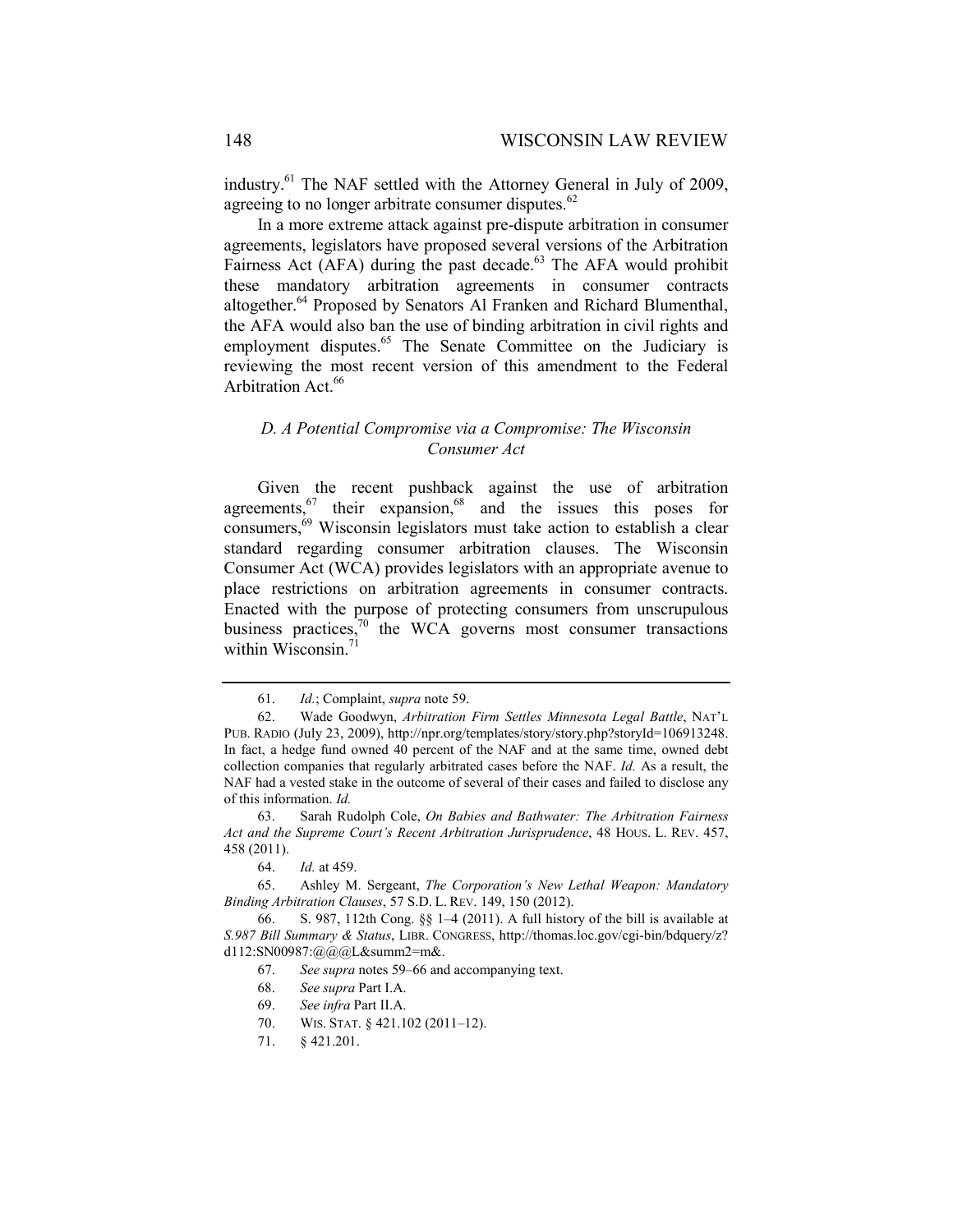industry.[61] The NAF settled with the Attorney General in July of 2009, agreeing to no longer arbitrate consumer disputes.[62]

In a more extreme attack against pre-dispute arbitration in consumer agreements, legislators have proposed several versions of the Arbitration Fairness Act (AFA) during the past decade.[63] The AFA would prohibit these mandatory arbitration agreements in consumer contracts altogether.[64] Proposed by Senators Al Franken and Richard Blumenthal, the AFA would also ban the use of binding arbitration in civil rights and employment disputes.[65] The Senate Committee on the Judiciary is reviewing the most recent version of this amendment to the Federal Arbitration Act.[66]

### *D. A Potential Compromise via a Compromise: The Wisconsin Consumer Act*

Given the recent pushback against the use of arbitration agreements,[67] their expansion,[68] and the issues this poses for consumers,[69] Wisconsin legislators must take action to establish a clear standard regarding consumer arbitration clauses. The Wisconsin Consumer Act (WCA) provides legislators with an appropriate avenue to place restrictions on arbitration agreements in consumer contracts. Enacted with the purpose of protecting consumers from unscrupulous business practices,[70] the WCA governs most consumer transactions within Wisconsin.[71]

---

61. *Id.*; Complaint, *supra* note 59.

62. Wade Goodwyn, *Arbitration Firm Settles Minnesota Legal Battle*, NAT'L PUB. RADIO (July 23, 2009), http://npr.org/templates/story/story.php?storyId=106913248. In fact, a hedge fund owned 40 percent of the NAF and at the same time, owned debt collection companies that regularly arbitrated cases before the NAF. *Id.* As a result, the NAF had a vested stake in the outcome of several of their cases and failed to disclose any of this information. *Id.*

63. Sarah Rudolph Cole, *On Babies and Bathwater: The Arbitration Fairness Act and the Supreme Court's Recent Arbitration Jurisprudence*, 48 HOUS. L. REV. 457, 458 (2011).

64. *Id.* at 459.

65. Ashley M. Sergeant, *The Corporation's New Lethal Weapon: Mandatory Binding Arbitration Clauses*, 57 S.D. L. REV. 149, 150 (2012).

66. S. 987, 112th Cong. §§ 1–4 (2011). A full history of the bill is available at *S.987 Bill Summary & Status*, LIBR. CONGRESS, http://thomas.loc.gov/cgi-bin/bdquery/z?d112:SN00987:@@@L&summ2=m&.

67. *See supra* notes 59–66 and accompanying text.

68. *See supra* Part I.A.

69. *See infra* Part II.A.

70. WIS. STAT. § 421.102 (2011–12).

71. § 421.201.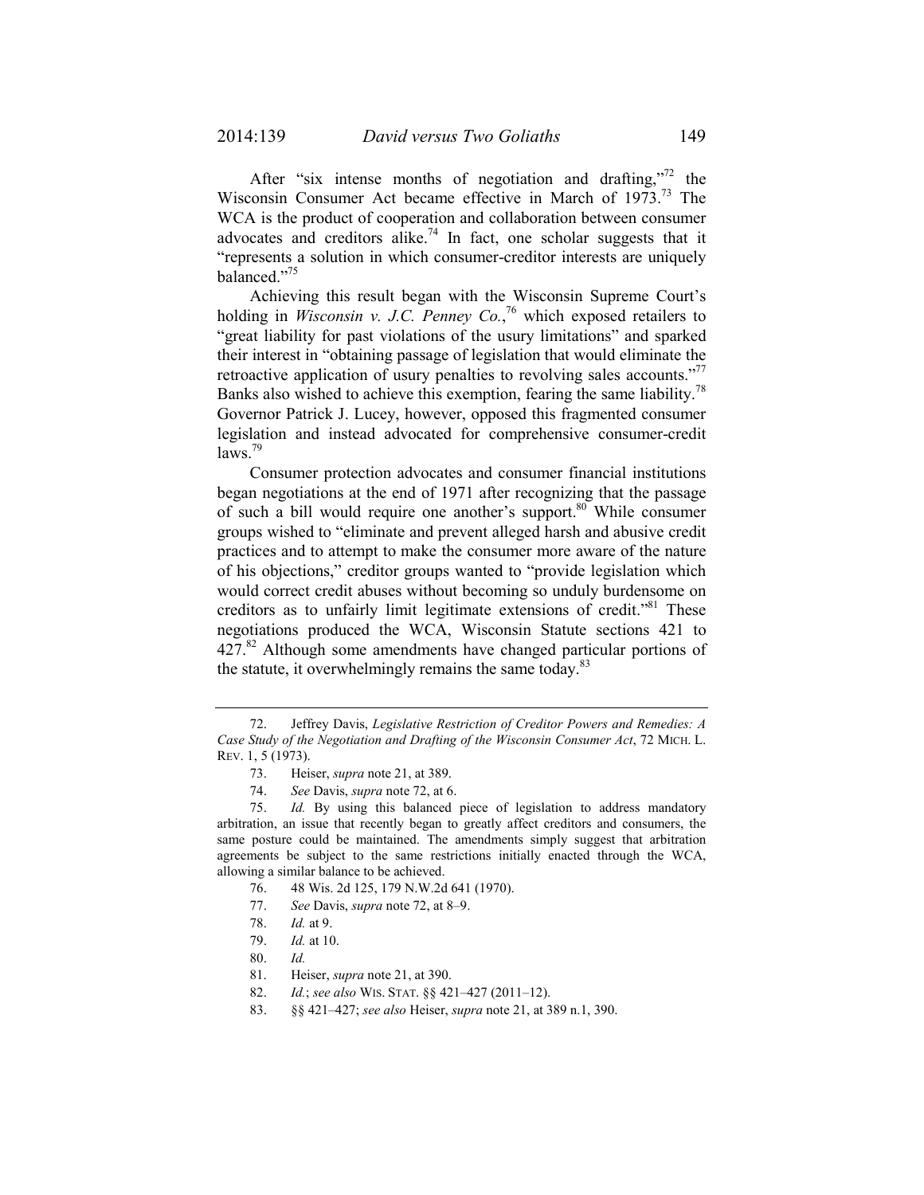After "six intense months of negotiation and drafting,"[72] the Wisconsin Consumer Act became effective in March of 1973.[73] The WCA is the product of cooperation and collaboration between consumer advocates and creditors alike.[74] In fact, one scholar suggests that it "represents a solution in which consumer-creditor interests are uniquely balanced."[75]

Achieving this result began with the Wisconsin Supreme Court's holding in *Wisconsin v. J.C. Penney Co.*,[76] which exposed retailers to "great liability for past violations of the usury limitations" and sparked their interest in "obtaining passage of legislation that would eliminate the retroactive application of usury penalties to revolving sales accounts."[77] Banks also wished to achieve this exemption, fearing the same liability.[78] Governor Patrick J. Lucey, however, opposed this fragmented consumer legislation and instead advocated for comprehensive consumer-credit laws.[79]

Consumer protection advocates and consumer financial institutions began negotiations at the end of 1971 after recognizing that the passage of such a bill would require one another's support.[80] While consumer groups wished to "eliminate and prevent alleged harsh and abusive credit practices and to attempt to make the consumer more aware of the nature of his objections," creditor groups wanted to "provide legislation which would correct credit abuses without becoming so unduly burdensome on creditors as to unfairly limit legitimate extensions of credit."[81] These negotiations produced the WCA, Wisconsin Statute sections 421 to 427.[82] Although some amendments have changed particular portions of the statute, it overwhelmingly remains the same today.[83]

---

72. Jeffrey Davis, *Legislative Restriction of Creditor Powers and Remedies: A Case Study of the Negotiation and Drafting of the Wisconsin Consumer Act*, 72 MICH. L. REV. 1, 5 (1973).

73. Heiser, *supra* note 21, at 389.

74. *See* Davis, *supra* note 72, at 6.

75. *Id.* By using this balanced piece of legislation to address mandatory arbitration, an issue that recently began to greatly affect creditors and consumers, the same posture could be maintained. The amendments simply suggest that arbitration agreements be subject to the same restrictions initially enacted through the WCA, allowing a similar balance to be achieved.

76. 48 Wis. 2d 125, 179 N.W.2d 641 (1970).

77. *See* Davis, *supra* note 72, at 8–9.

78. *Id.* at 9.

79. *Id.* at 10.

80. *Id.*

81. Heiser, *supra* note 21, at 390.

82. *Id.*; *see also* WIS. STAT. §§ 421–427 (2011–12).

83. §§ 421–427; *see also* Heiser, *supra* note 21, at 389 n.1, 390.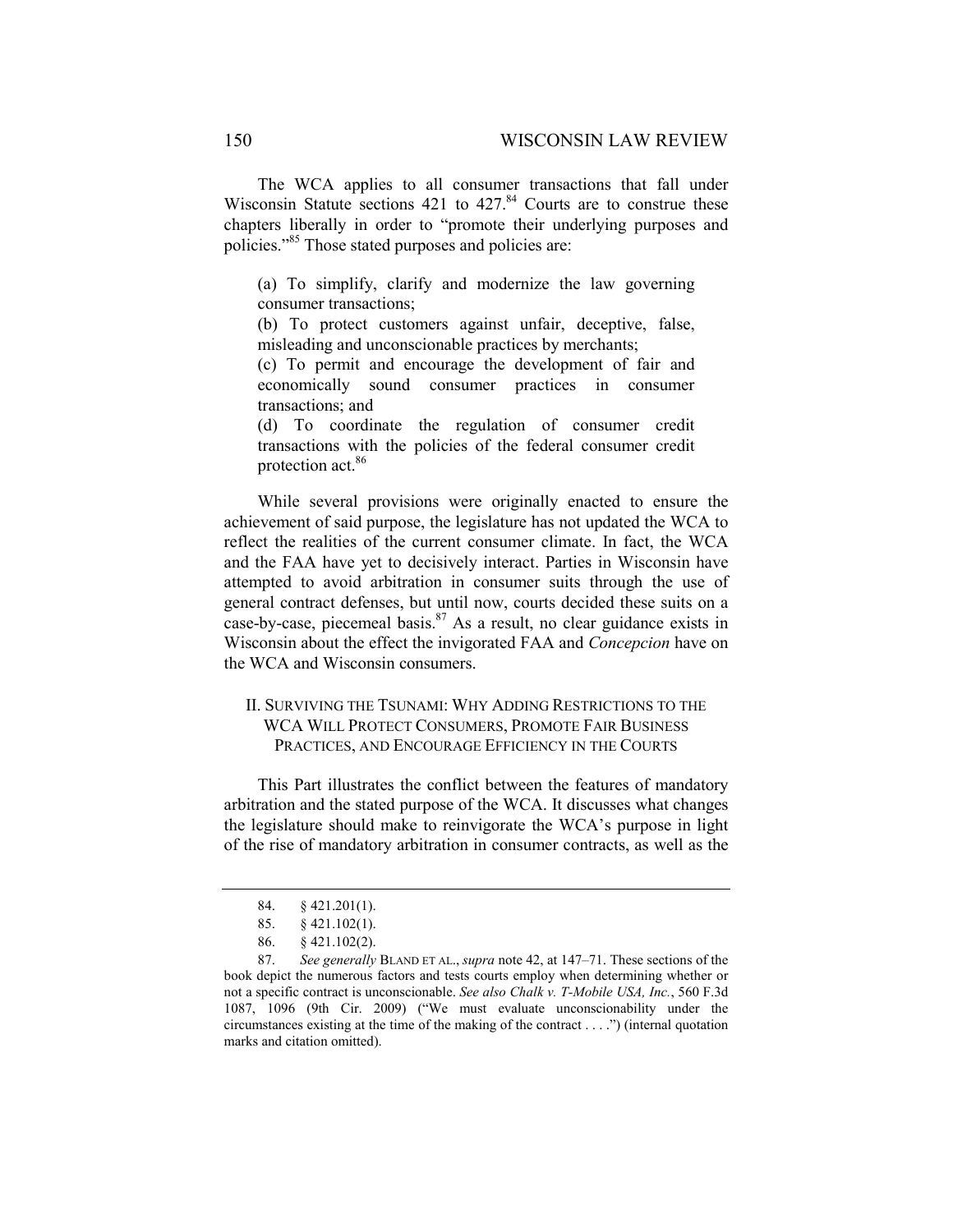The WCA applies to all consumer transactions that fall under Wisconsin Statute sections 421 to 427.[84] Courts are to construe these chapters liberally in order to "promote their underlying purposes and policies."[85] Those stated purposes and policies are:

> (a) To simplify, clarify and modernize the law governing consumer transactions;
>
> (b) To protect customers against unfair, deceptive, false, misleading and unconscionable practices by merchants;
>
> (c) To permit and encourage the development of fair and economically sound consumer practices in consumer transactions; and
>
> (d) To coordinate the regulation of consumer credit transactions with the policies of the federal consumer credit protection act.[86]

While several provisions were originally enacted to ensure the achievement of said purpose, the legislature has not updated the WCA to reflect the realities of the current consumer climate. In fact, the WCA and the FAA have yet to decisively interact. Parties in Wisconsin have attempted to avoid arbitration in consumer suits through the use of general contract defenses, but until now, courts decided these suits on a case-by-case, piecemeal basis.[87] As a result, no clear guidance exists in Wisconsin about the effect the invigorated FAA and *Concepcion* have on the WCA and Wisconsin consumers.

## II. SURVIVING THE TSUNAMI: WHY ADDING RESTRICTIONS TO THE WCA WILL PROTECT CONSUMERS, PROMOTE FAIR BUSINESS PRACTICES, AND ENCOURAGE EFFICIENCY IN THE COURTS

This Part illustrates the conflict between the features of mandatory arbitration and the stated purpose of the WCA. It discusses what changes the legislature should make to reinvigorate the WCA's purpose in light of the rise of mandatory arbitration in consumer contracts, as well as the

---

84. § 421.201(1).

85. § 421.102(1).

86. § 421.102(2).

87. *See generally* BLAND ET AL., *supra* note 42, at 147–71. These sections of the book depict the numerous factors and tests courts employ when determining whether or not a specific contract is unconscionable. *See also Chalk v. T-Mobile USA, Inc.*, 560 F.3d 1087, 1096 (9th Cir. 2009) ("We must evaluate unconscionability under the circumstances existing at the time of the making of the contract . . . .") (internal quotation marks and citation omitted).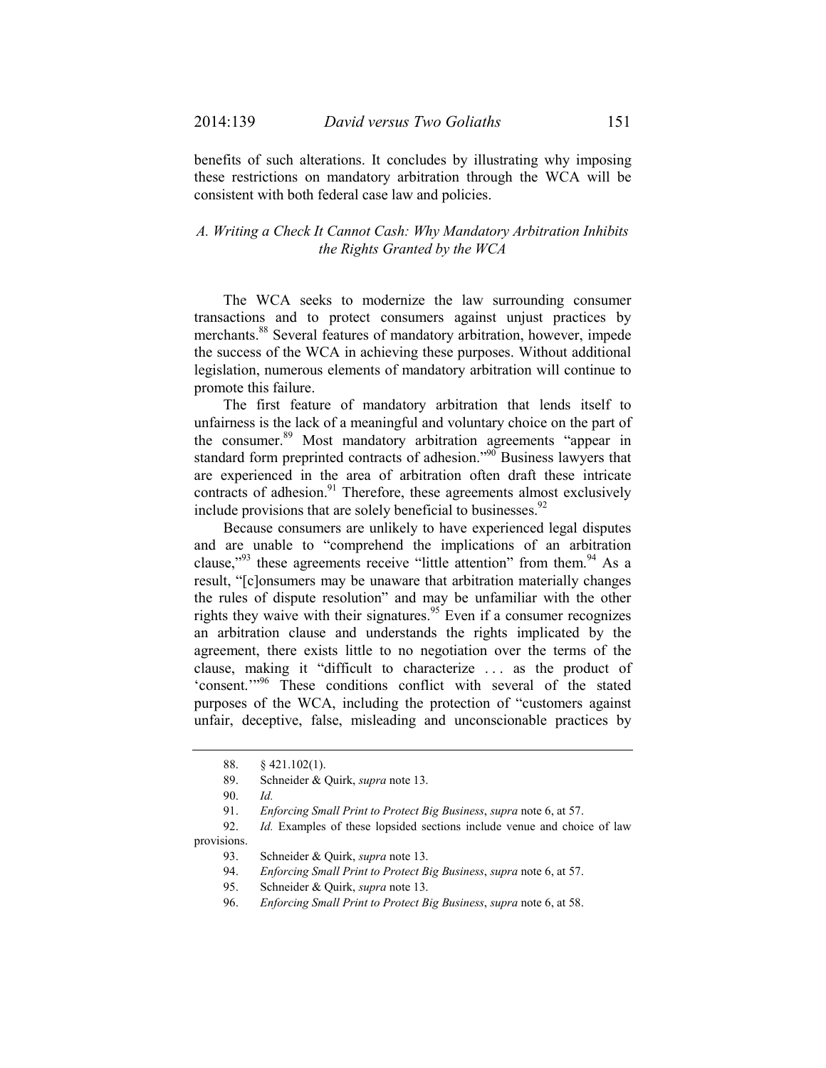benefits of such alterations. It concludes by illustrating why imposing these restrictions on mandatory arbitration through the WCA will be consistent with both federal case law and policies.

### *A. Writing a Check It Cannot Cash: Why Mandatory Arbitration Inhibits the Rights Granted by the WCA*

The WCA seeks to modernize the law surrounding consumer transactions and to protect consumers against unjust practices by merchants.[88] Several features of mandatory arbitration, however, impede the success of the WCA in achieving these purposes. Without additional legislation, numerous elements of mandatory arbitration will continue to promote this failure.

The first feature of mandatory arbitration that lends itself to unfairness is the lack of a meaningful and voluntary choice on the part of the consumer.[89] Most mandatory arbitration agreements "appear in standard form preprinted contracts of adhesion."[90] Business lawyers that are experienced in the area of arbitration often draft these intricate contracts of adhesion.[91] Therefore, these agreements almost exclusively include provisions that are solely beneficial to businesses.[92]

Because consumers are unlikely to have experienced legal disputes and are unable to "comprehend the implications of an arbitration clause,"[93] these agreements receive "little attention" from them.[94] As a result, "[c]onsumers may be unaware that arbitration materially changes the rules of dispute resolution" and may be unfamiliar with the other rights they waive with their signatures.[95] Even if a consumer recognizes an arbitration clause and understands the rights implicated by the agreement, there exists little to no negotiation over the terms of the clause, making it "difficult to characterize . . . as the product of 'consent.'"[96] These conditions conflict with several of the stated purposes of the WCA, including the protection of "customers against unfair, deceptive, false, misleading and unconscionable practices by

---

88. § 421.102(1).

89. Schneider & Quirk, *supra* note 13.

90. *Id.*

91. *Enforcing Small Print to Protect Big Business*, *supra* note 6, at 57.

92. *Id.* Examples of these lopsided sections include venue and choice of law provisions.

93. Schneider & Quirk, *supra* note 13.

94. *Enforcing Small Print to Protect Big Business*, *supra* note 6, at 57.

95. Schneider & Quirk, *supra* note 13.

96. *Enforcing Small Print to Protect Big Business*, *supra* note 6, at 58.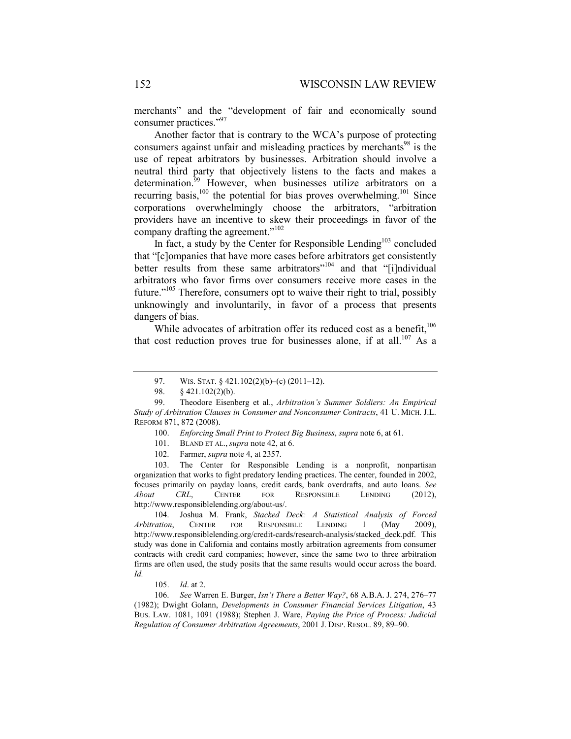merchants" and the "development of fair and economically sound consumer practices."[97]

Another factor that is contrary to the WCA's purpose of protecting consumers against unfair and misleading practices by merchants[98] is the use of repeat arbitrators by businesses. Arbitration should involve a neutral third party that objectively listens to the facts and makes a determination.[99] However, when businesses utilize arbitrators on a recurring basis,[100] the potential for bias proves overwhelming.[101] Since corporations overwhelmingly choose the arbitrators, "arbitration providers have an incentive to skew their proceedings in favor of the company drafting the agreement."[102]

In fact, a study by the Center for Responsible Lending[103] concluded that "[c]ompanies that have more cases before arbitrators get consistently better results from these same arbitrators"[104] and that "[i]ndividual arbitrators who favor firms over consumers receive more cases in the future."[105] Therefore, consumers opt to waive their right to trial, possibly unknowingly and involuntarily, in favor of a process that presents dangers of bias.

While advocates of arbitration offer its reduced cost as a benefit,[106] that cost reduction proves true for businesses alone, if at all.[107] As a

---

97. WIS. STAT. § 421.102(2)(b)–(c) (2011–12).

98. § 421.102(2)(b).

99. Theodore Eisenberg et al., *Arbitration's Summer Soldiers: An Empirical Study of Arbitration Clauses in Consumer and Nonconsumer Contracts*, 41 U. MICH. J.L. REFORM 871, 872 (2008).

100. *Enforcing Small Print to Protect Big Business*, *supra* note 6, at 61.

101. BLAND ET AL., *supra* note 42, at 6.

102. Farmer, *supra* note 4, at 2357.

103. The Center for Responsible Lending is a nonprofit, nonpartisan organization that works to fight predatory lending practices. The center, founded in 2002, focuses primarily on payday loans, credit cards, bank overdrafts, and auto loans. *See About CRL*, CENTER FOR RESPONSIBLE LENDING (2012), http://www.responsiblelending.org/about-us/.

104. Joshua M. Frank, *Stacked Deck: A Statistical Analysis of Forced Arbitration*, CENTER FOR RESPONSIBLE LENDING 1 (May 2009), http://www.responsiblelending.org/credit-cards/research-analysis/stacked_deck.pdf. This study was done in California and contains mostly arbitration agreements from consumer contracts with credit card companies; however, since the same two to three arbitration firms are often used, the study posits that the same results would occur across the board. *Id.*

105. *Id*. at 2.

106. *See* Warren E. Burger, *Isn't There a Better Way?*, 68 A.B.A. J. 274, 276–77 (1982); Dwight Golann, *Developments in Consumer Financial Services Litigation*, 43 BUS. LAW. 1081, 1091 (1988); Stephen J. Ware, *Paying the Price of Process: Judicial Regulation of Consumer Arbitration Agreements*, 2001 J. DISP. RESOL. 89, 89–90.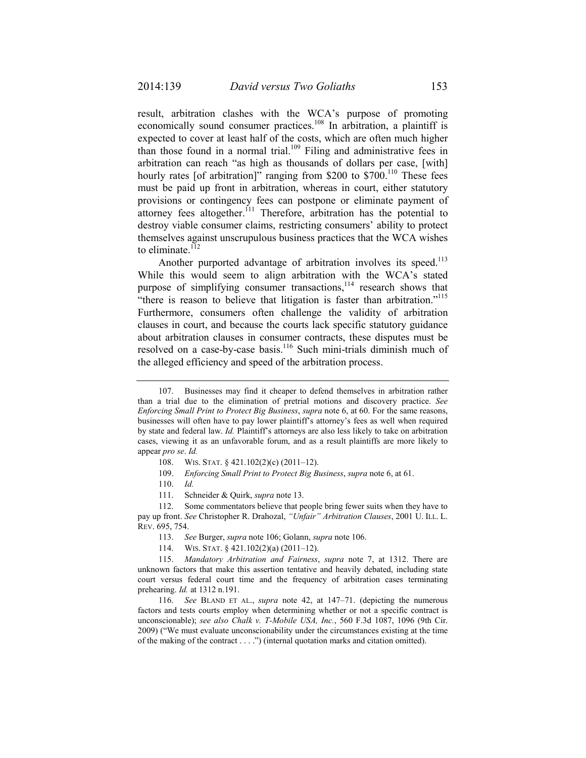result, arbitration clashes with the WCA's purpose of promoting economically sound consumer practices.[108] In arbitration, a plaintiff is expected to cover at least half of the costs, which are often much higher than those found in a normal trial.[109] Filing and administrative fees in arbitration can reach "as high as thousands of dollars per case, [with] hourly rates [of arbitration]" ranging from $200 to $700.[110] These fees must be paid up front in arbitration, whereas in court, either statutory provisions or contingency fees can postpone or eliminate payment of attorney fees altogether.[111] Therefore, arbitration has the potential to destroy viable consumer claims, restricting consumers' ability to protect themselves against unscrupulous business practices that the WCA wishes to eliminate.[112]

Another purported advantage of arbitration involves its speed.[113] While this would seem to align arbitration with the WCA's stated purpose of simplifying consumer transactions,[114] research shows that "there is reason to believe that litigation is faster than arbitration."[115] Furthermore, consumers often challenge the validity of arbitration clauses in court, and because the courts lack specific statutory guidance about arbitration clauses in consumer contracts, these disputes must be resolved on a case-by-case basis.[116] Such mini-trials diminish much of the alleged efficiency and speed of the arbitration process.

---

107. Businesses may find it cheaper to defend themselves in arbitration rather than a trial due to the elimination of pretrial motions and discovery practice. *See Enforcing Small Print to Protect Big Business*, *supra* note 6, at 60. For the same reasons, businesses will often have to pay lower plaintiff's attorney's fees as well when required by state and federal law. *Id.* Plaintiff's attorneys are also less likely to take on arbitration cases, viewing it as an unfavorable forum, and as a result plaintiffs are more likely to appear *pro se*. *Id.*

108. WIS. STAT. § 421.102(2)(c) (2011–12).

109. *Enforcing Small Print to Protect Big Business*, *supra* note 6, at 61.

110. *Id.*

111. Schneider & Quirk, *supra* note 13.

112. Some commentators believe that people bring fewer suits when they have to pay up front. *See* Christopher R. Drahozal, *"Unfair" Arbitration Clauses*, 2001 U. ILL. L. REV. 695, 754.

113. *See* Burger, *supra* note 106; Golann, *supra* note 106.

114. WIS. STAT. § 421.102(2)(a) (2011–12).

115. *Mandatory Arbitration and Fairness*, *supra* note 7, at 1312. There are unknown factors that make this assertion tentative and heavily debated, including state court versus federal court time and the frequency of arbitration cases terminating prehearing. *Id.* at 1312 n.191.

116. *See* BLAND ET AL., *supra* note 42, at 147–71. (depicting the numerous factors and tests courts employ when determining whether or not a specific contract is unconscionable); *see also Chalk v. T-Mobile USA, Inc.*, 560 F.3d 1087, 1096 (9th Cir. 2009) ("We must evaluate unconscionability under the circumstances existing at the time of the making of the contract . . . .") (internal quotation marks and citation omitted).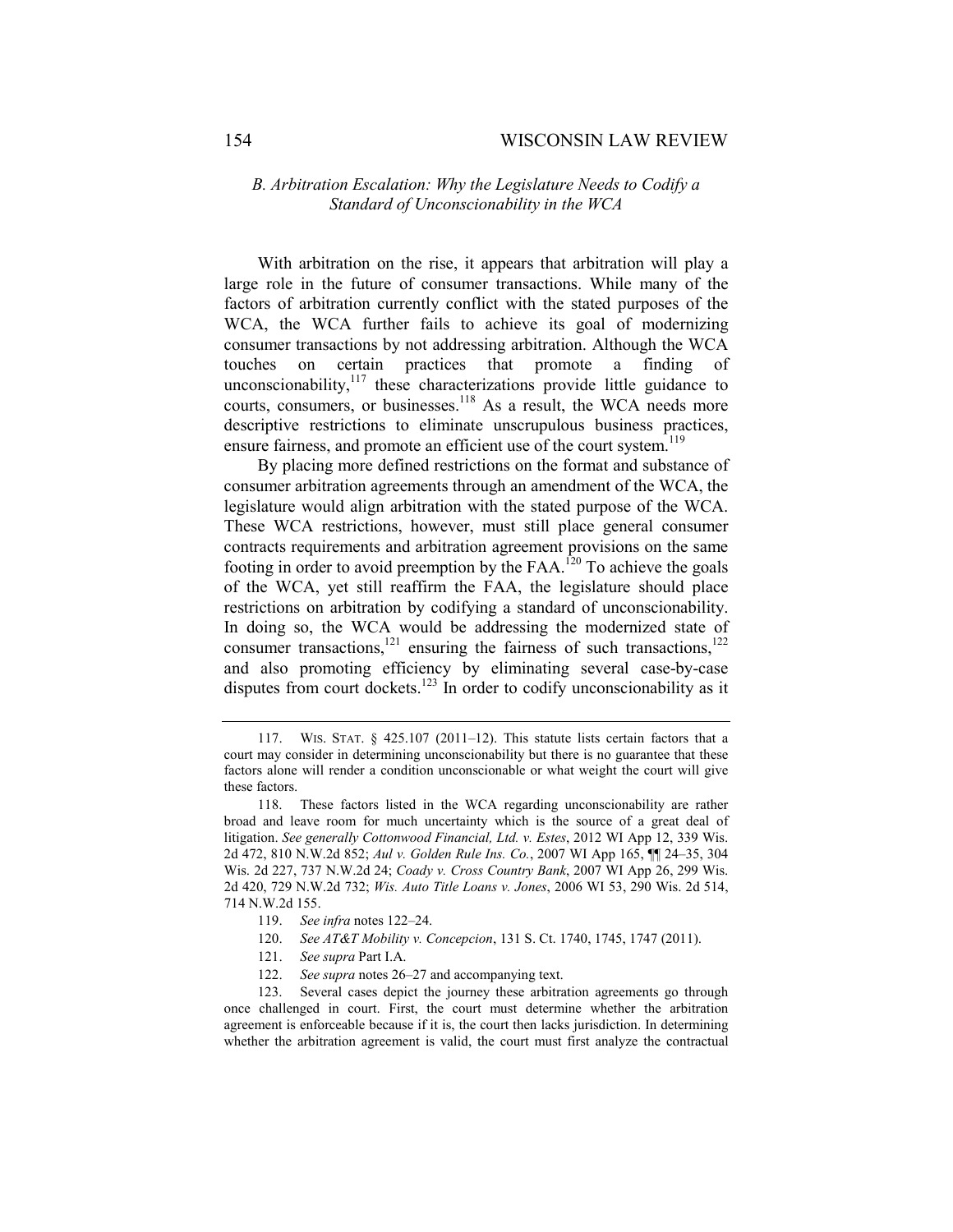### *B. Arbitration Escalation: Why the Legislature Needs to Codify a Standard of Unconscionability in the WCA*

With arbitration on the rise, it appears that arbitration will play a large role in the future of consumer transactions. While many of the factors of arbitration currently conflict with the stated purposes of the WCA, the WCA further fails to achieve its goal of modernizing consumer transactions by not addressing arbitration. Although the WCA touches on certain practices that promote a finding of unconscionability,[117] these characterizations provide little guidance to courts, consumers, or businesses.[118] As a result, the WCA needs more descriptive restrictions to eliminate unscrupulous business practices, ensure fairness, and promote an efficient use of the court system.[119]

By placing more defined restrictions on the format and substance of consumer arbitration agreements through an amendment of the WCA, the legislature would align arbitration with the stated purpose of the WCA. These WCA restrictions, however, must still place general consumer contracts requirements and arbitration agreement provisions on the same footing in order to avoid preemption by the FAA.[120] To achieve the goals of the WCA, yet still reaffirm the FAA, the legislature should place restrictions on arbitration by codifying a standard of unconscionability. In doing so, the WCA would be addressing the modernized state of consumer transactions,[121] ensuring the fairness of such transactions,[122] and also promoting efficiency by eliminating several case-by-case disputes from court dockets.[123] In order to codify unconscionability as it

---

117. WIS. STAT. § 425.107 (2011–12). This statute lists certain factors that a court may consider in determining unconscionability but there is no guarantee that these factors alone will render a condition unconscionable or what weight the court will give these factors.

118. These factors listed in the WCA regarding unconscionability are rather broad and leave room for much uncertainty which is the source of a great deal of litigation. *See generally Cottonwood Financial, Ltd. v. Estes*, 2012 WI App 12, 339 Wis. 2d 472, 810 N.W.2d 852; *Aul v. Golden Rule Ins. Co.*, 2007 WI App 165, ¶¶ 24–35, 304 Wis. 2d 227, 737 N.W.2d 24; *Coady v. Cross Country Bank*, 2007 WI App 26, 299 Wis. 2d 420, 729 N.W.2d 732; *Wis. Auto Title Loans v. Jones*, 2006 WI 53, 290 Wis. 2d 514, 714 N.W.2d 155.

119. *See infra* notes 122–24.

120. *See AT&T Mobility v. Concepcion*, 131 S. Ct. 1740, 1745, 1747 (2011).

121. *See supra* Part I.A.

122. *See supra* notes 26–27 and accompanying text.

123. Several cases depict the journey these arbitration agreements go through once challenged in court. First, the court must determine whether the arbitration agreement is enforceable because if it is, the court then lacks jurisdiction. In determining whether the arbitration agreement is valid, the court must first analyze the contractual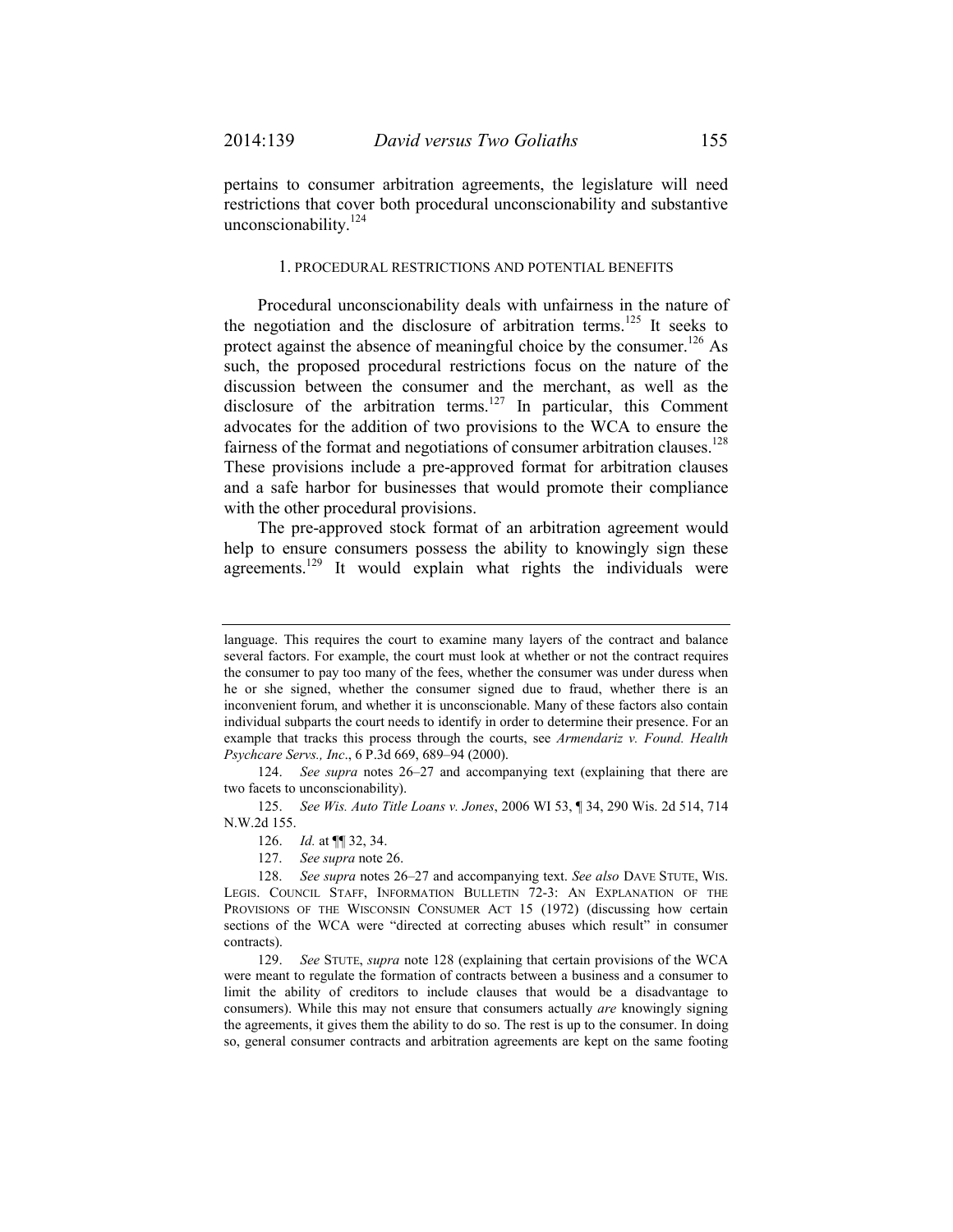pertains to consumer arbitration agreements, the legislature will need restrictions that cover both procedural unconscionability and substantive unconscionability.[124]

### 1. PROCEDURAL RESTRICTIONS AND POTENTIAL BENEFITS

Procedural unconscionability deals with unfairness in the nature of the negotiation and the disclosure of arbitration terms.[125] It seeks to protect against the absence of meaningful choice by the consumer.[126] As such, the proposed procedural restrictions focus on the nature of the discussion between the consumer and the merchant, as well as the disclosure of the arbitration terms.[127] In particular, this Comment advocates for the addition of two provisions to the WCA to ensure the fairness of the format and negotiations of consumer arbitration clauses.[128] These provisions include a pre-approved format for arbitration clauses and a safe harbor for businesses that would promote their compliance with the other procedural provisions.

The pre-approved stock format of an arbitration agreement would help to ensure consumers possess the ability to knowingly sign these agreements.[129] It would explain what rights the individuals were

---

language. This requires the court to examine many layers of the contract and balance several factors. For example, the court must look at whether or not the contract requires the consumer to pay too many of the fees, whether the consumer was under duress when he or she signed, whether the consumer signed due to fraud, whether there is an inconvenient forum, and whether it is unconscionable. Many of these factors also contain individual subparts the court needs to identify in order to determine their presence. For an example that tracks this process through the courts, see *Armendariz v. Found. Health Psychcare Servs., Inc*., 6 P.3d 669, 689–94 (2000).

124. *See supra* notes 26–27 and accompanying text (explaining that there are two facets to unconscionability).

125. *See Wis. Auto Title Loans v. Jones*, 2006 WI 53, ¶ 34, 290 Wis. 2d 514, 714 N.W.2d 155.

126. *Id.* at ¶¶ 32, 34.

127. *See supra* note 26.

128. *See supra* notes 26–27 and accompanying text. *See also* DAVE STUTE, WIS. LEGIS. COUNCIL STAFF, INFORMATION BULLETIN 72-3: AN EXPLANATION OF THE PROVISIONS OF THE WISCONSIN CONSUMER ACT 15 (1972) (discussing how certain sections of the WCA were "directed at correcting abuses which result" in consumer contracts).

129. *See* STUTE, *supra* note 128 (explaining that certain provisions of the WCA were meant to regulate the formation of contracts between a business and a consumer to limit the ability of creditors to include clauses that would be a disadvantage to consumers). While this may not ensure that consumers actually *are* knowingly signing the agreements, it gives them the ability to do so. The rest is up to the consumer. In doing so, general consumer contracts and arbitration agreements are kept on the same footing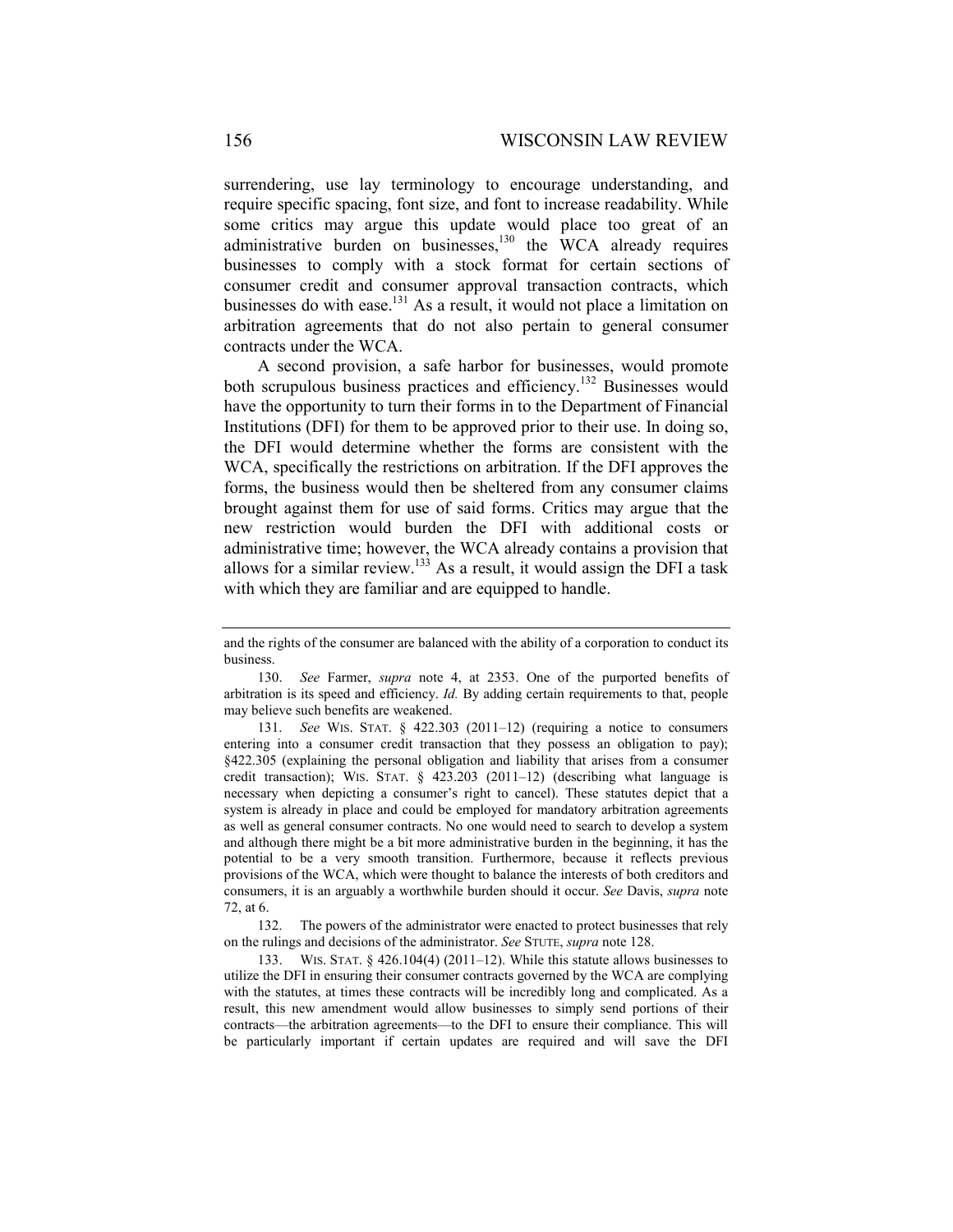surrendering, use lay terminology to encourage understanding, and require specific spacing, font size, and font to increase readability. While some critics may argue this update would place too great of an administrative burden on businesses,[130] the WCA already requires businesses to comply with a stock format for certain sections of consumer credit and consumer approval transaction contracts, which businesses do with ease.[131] As a result, it would not place a limitation on arbitration agreements that do not also pertain to general consumer contracts under the WCA.

A second provision, a safe harbor for businesses, would promote both scrupulous business practices and efficiency.[132] Businesses would have the opportunity to turn their forms in to the Department of Financial Institutions (DFI) for them to be approved prior to their use. In doing so, the DFI would determine whether the forms are consistent with the WCA, specifically the restrictions on arbitration. If the DFI approves the forms, the business would then be sheltered from any consumer claims brought against them for use of said forms. Critics may argue that the new restriction would burden the DFI with additional costs or administrative time; however, the WCA already contains a provision that allows for a similar review.[133] As a result, it would assign the DFI a task with which they are familiar and are equipped to handle.

---

and the rights of the consumer are balanced with the ability of a corporation to conduct its business.

130. *See* Farmer, *supra* note 4, at 2353. One of the purported benefits of arbitration is its speed and efficiency. *Id.* By adding certain requirements to that, people may believe such benefits are weakened.

131. *See* WIS. STAT. § 422.303 (2011–12) (requiring a notice to consumers entering into a consumer credit transaction that they possess an obligation to pay); §422.305 (explaining the personal obligation and liability that arises from a consumer credit transaction); WIS. STAT. § 423.203 (2011–12) (describing what language is necessary when depicting a consumer's right to cancel). These statutes depict that a system is already in place and could be employed for mandatory arbitration agreements as well as general consumer contracts. No one would need to search to develop a system and although there might be a bit more administrative burden in the beginning, it has the potential to be a very smooth transition. Furthermore, because it reflects previous provisions of the WCA, which were thought to balance the interests of both creditors and consumers, it is an arguably a worthwhile burden should it occur. *See* Davis, *supra* note 72, at 6.

132. The powers of the administrator were enacted to protect businesses that rely on the rulings and decisions of the administrator. *See* STUTE, *supra* note 128.

133. WIS. STAT. § 426.104(4) (2011–12). While this statute allows businesses to utilize the DFI in ensuring their consumer contracts governed by the WCA are complying with the statutes, at times these contracts will be incredibly long and complicated. As a result, this new amendment would allow businesses to simply send portions of their contracts—the arbitration agreements—to the DFI to ensure their compliance. This will be particularly important if certain updates are required and will save the DFI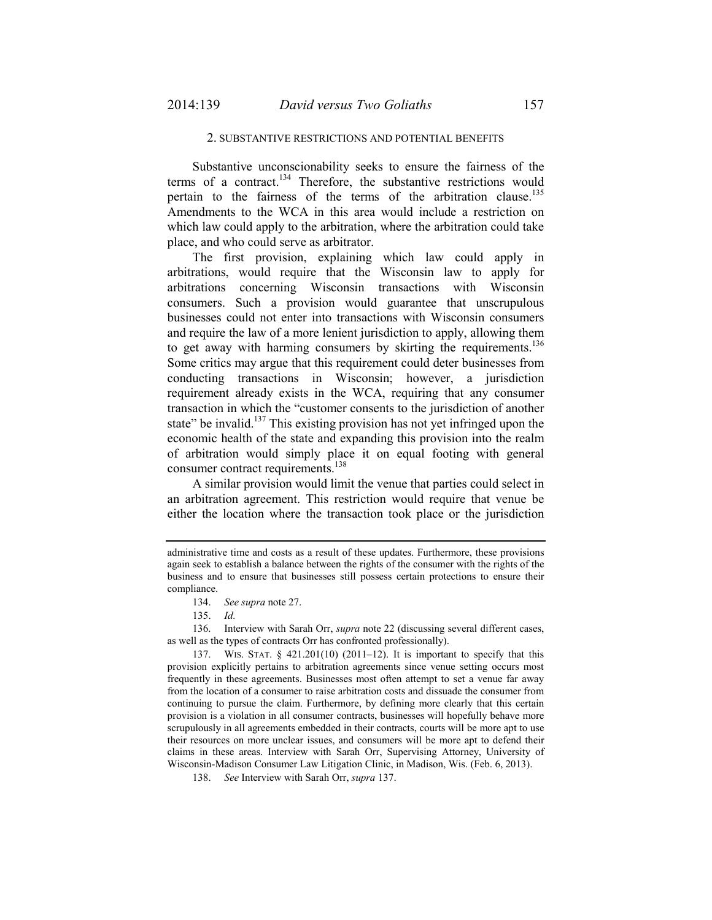### 2. SUBSTANTIVE RESTRICTIONS AND POTENTIAL BENEFITS

Substantive unconscionability seeks to ensure the fairness of the terms of a contract.[134] Therefore, the substantive restrictions would pertain to the fairness of the terms of the arbitration clause.[135] Amendments to the WCA in this area would include a restriction on which law could apply to the arbitration, where the arbitration could take place, and who could serve as arbitrator.

The first provision, explaining which law could apply in arbitrations, would require that the Wisconsin law to apply for arbitrations concerning Wisconsin transactions with Wisconsin consumers. Such a provision would guarantee that unscrupulous businesses could not enter into transactions with Wisconsin consumers and require the law of a more lenient jurisdiction to apply, allowing them to get away with harming consumers by skirting the requirements.[136] Some critics may argue that this requirement could deter businesses from conducting transactions in Wisconsin; however, a jurisdiction requirement already exists in the WCA, requiring that any consumer transaction in which the "customer consents to the jurisdiction of another state" be invalid.[137] This existing provision has not yet infringed upon the economic health of the state and expanding this provision into the realm of arbitration would simply place it on equal footing with general consumer contract requirements.[138]

A similar provision would limit the venue that parties could select in an arbitration agreement. This restriction would require that venue be either the location where the transaction took place or the jurisdiction

---

administrative time and costs as a result of these updates. Furthermore, these provisions again seek to establish a balance between the rights of the consumer with the rights of the business and to ensure that businesses still possess certain protections to ensure their compliance.

134. *See supra* note 27.

135. *Id.*

136. Interview with Sarah Orr, *supra* note 22 (discussing several different cases, as well as the types of contracts Orr has confronted professionally).

137. WIS. STAT. § 421.201(10) (2011–12). It is important to specify that this provision explicitly pertains to arbitration agreements since venue setting occurs most frequently in these agreements. Businesses most often attempt to set a venue far away from the location of a consumer to raise arbitration costs and dissuade the consumer from continuing to pursue the claim. Furthermore, by defining more clearly that this certain provision is a violation in all consumer contracts, businesses will hopefully behave more scrupulously in all agreements embedded in their contracts, courts will be more apt to use their resources on more unclear issues, and consumers will be more apt to defend their claims in these areas. Interview with Sarah Orr, Supervising Attorney, University of Wisconsin-Madison Consumer Law Litigation Clinic, in Madison, Wis. (Feb. 6, 2013).

138. *See* Interview with Sarah Orr, *supra* 137.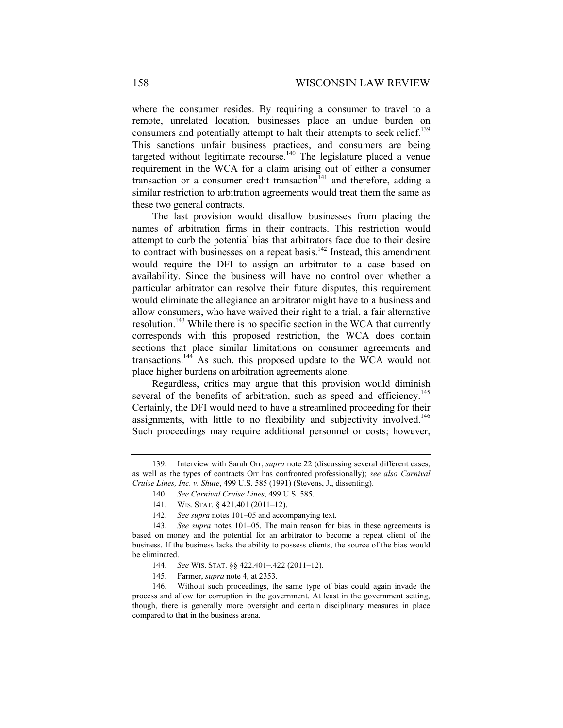where the consumer resides. By requiring a consumer to travel to a remote, unrelated location, businesses place an undue burden on consumers and potentially attempt to halt their attempts to seek relief.[139] This sanctions unfair business practices, and consumers are being targeted without legitimate recourse.[140] The legislature placed a venue requirement in the WCA for a claim arising out of either a consumer transaction or a consumer credit transaction[141] and therefore, adding a similar restriction to arbitration agreements would treat them the same as these two general contracts.

The last provision would disallow businesses from placing the names of arbitration firms in their contracts. This restriction would attempt to curb the potential bias that arbitrators face due to their desire to contract with businesses on a repeat basis.[142] Instead, this amendment would require the DFI to assign an arbitrator to a case based on availability. Since the business will have no control over whether a particular arbitrator can resolve their future disputes, this requirement would eliminate the allegiance an arbitrator might have to a business and allow consumers, who have waived their right to a trial, a fair alternative resolution.[143] While there is no specific section in the WCA that currently corresponds with this proposed restriction, the WCA does contain sections that place similar limitations on consumer agreements and transactions.[144] As such, this proposed update to the WCA would not place higher burdens on arbitration agreements alone.

Regardless, critics may argue that this provision would diminish several of the benefits of arbitration, such as speed and efficiency.[145] Certainly, the DFI would need to have a streamlined proceeding for their assignments, with little to no flexibility and subjectivity involved.[146] Such proceedings may require additional personnel or costs; however,

---

139. Interview with Sarah Orr, *supra* note 22 (discussing several different cases, as well as the types of contracts Orr has confronted professionally); *see also Carnival Cruise Lines, Inc. v. Shute*, 499 U.S. 585 (1991) (Stevens, J., dissenting).

140. *See Carnival Cruise Lines*, 499 U.S. 585.

141. WIS. STAT. § 421.401 (2011–12).

142. *See supra* notes 101–05 and accompanying text.

143. *See supra* notes 101–05. The main reason for bias in these agreements is based on money and the potential for an arbitrator to become a repeat client of the business. If the business lacks the ability to possess clients, the source of the bias would be eliminated.

144. *See* WIS. STAT. §§ 422.401–.422 (2011–12).

145. Farmer, *supra* note 4, at 2353.

146. Without such proceedings, the same type of bias could again invade the process and allow for corruption in the government. At least in the government setting, though, there is generally more oversight and certain disciplinary measures in place compared to that in the business arena.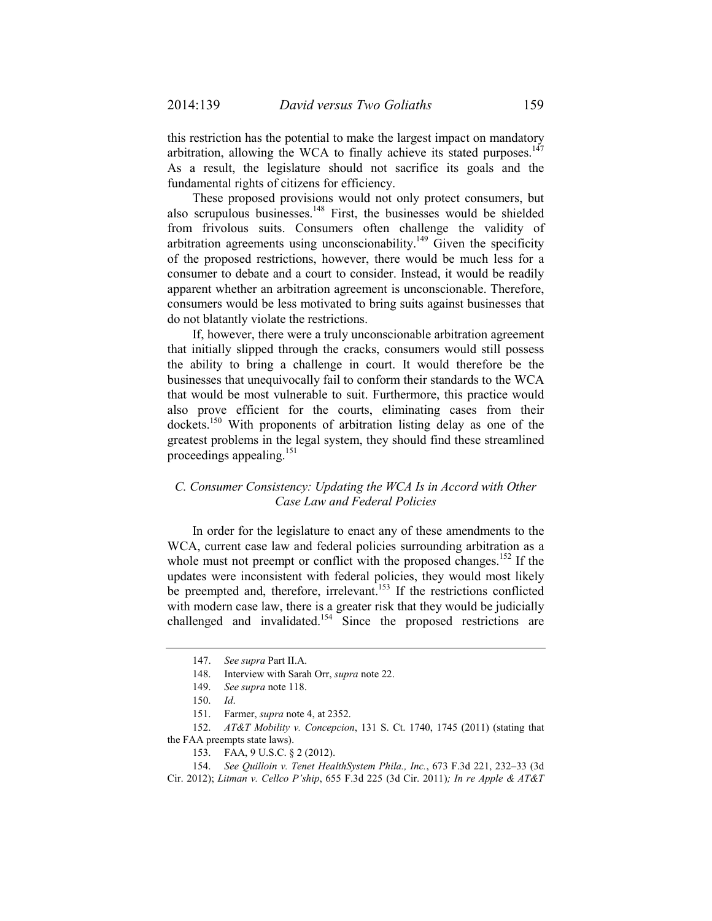this restriction has the potential to make the largest impact on mandatory arbitration, allowing the WCA to finally achieve its stated purposes.[147] As a result, the legislature should not sacrifice its goals and the fundamental rights of citizens for efficiency.

These proposed provisions would not only protect consumers, but also scrupulous businesses.[148] First, the businesses would be shielded from frivolous suits. Consumers often challenge the validity of arbitration agreements using unconscionability.[149] Given the specificity of the proposed restrictions, however, there would be much less for a consumer to debate and a court to consider. Instead, it would be readily apparent whether an arbitration agreement is unconscionable. Therefore, consumers would be less motivated to bring suits against businesses that do not blatantly violate the restrictions.

If, however, there were a truly unconscionable arbitration agreement that initially slipped through the cracks, consumers would still possess the ability to bring a challenge in court. It would therefore be the businesses that unequivocally fail to conform their standards to the WCA that would be most vulnerable to suit. Furthermore, this practice would also prove efficient for the courts, eliminating cases from their dockets.[150] With proponents of arbitration listing delay as one of the greatest problems in the legal system, they should find these streamlined proceedings appealing.[151]

### *C. Consumer Consistency: Updating the WCA Is in Accord with Other Case Law and Federal Policies*

In order for the legislature to enact any of these amendments to the WCA, current case law and federal policies surrounding arbitration as a whole must not preempt or conflict with the proposed changes.[152] If the updates were inconsistent with federal policies, they would most likely be preempted and, therefore, irrelevant.[153] If the restrictions conflicted with modern case law, there is a greater risk that they would be judicially challenged and invalidated.[154] Since the proposed restrictions are

---

147. *See supra* Part II.A.

148. Interview with Sarah Orr, *supra* note 22.

149. *See supra* note 118.

150. *Id*.

151. Farmer, *supra* note 4, at 2352.

152. *AT&T Mobility v. Concepcion*, 131 S. Ct. 1740, 1745 (2011) (stating that the FAA preempts state laws).

153. FAA, 9 U.S.C. § 2 (2012).

154. *See Quilloin v. Tenet HealthSystem Phila., Inc.*, 673 F.3d 221, 232–33 (3d Cir. 2012); *Litman v. Cellco P'ship*, 655 F.3d 225 (3d Cir. 2011)*; In re Apple & AT&T*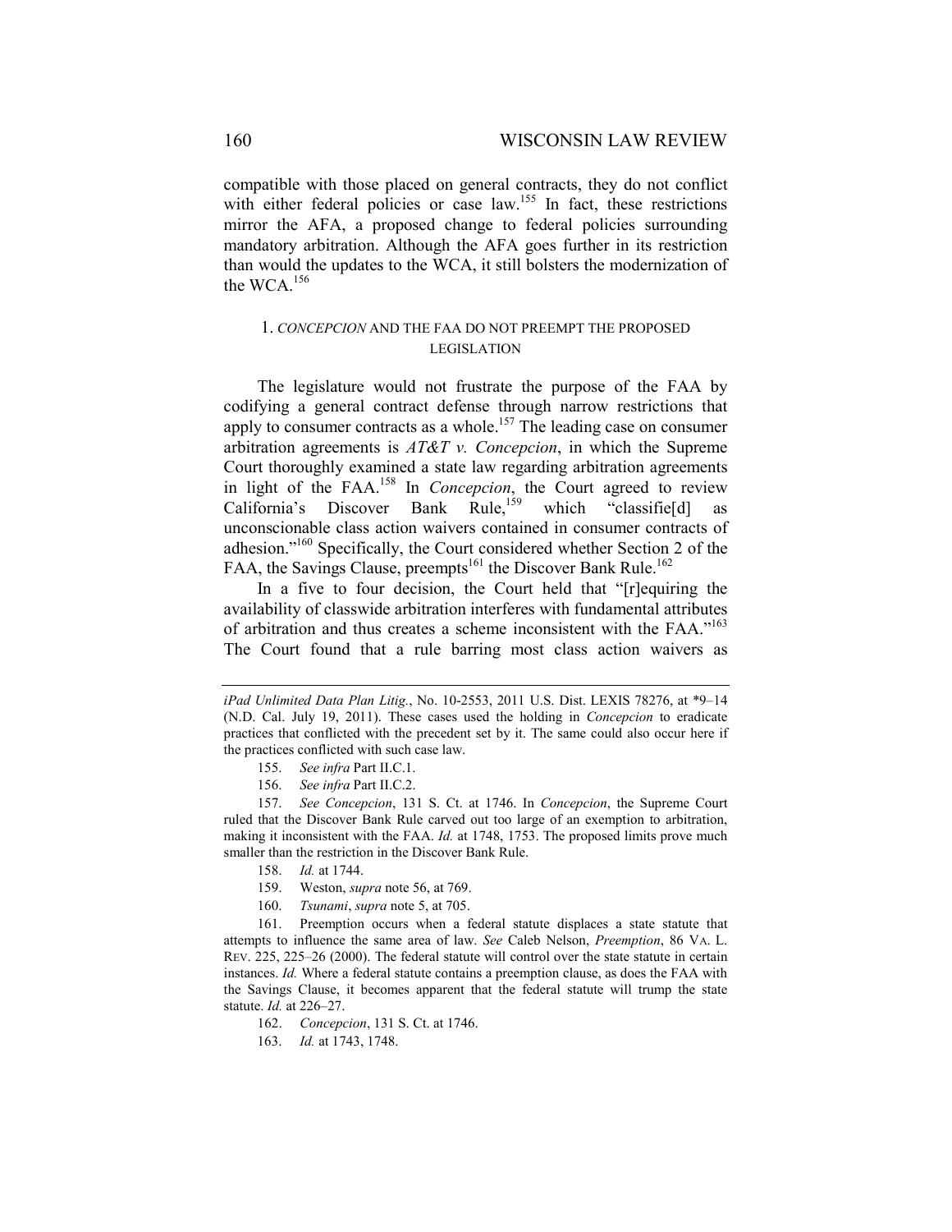compatible with those placed on general contracts, they do not conflict with either federal policies or case law.[155] In fact, these restrictions mirror the AFA, a proposed change to federal policies surrounding mandatory arbitration. Although the AFA goes further in its restriction than would the updates to the WCA, it still bolsters the modernization of the WCA.[156]

### 1. *CONCEPCION* AND THE FAA DO NOT PREEMPT THE PROPOSED LEGISLATION

The legislature would not frustrate the purpose of the FAA by codifying a general contract defense through narrow restrictions that apply to consumer contracts as a whole.[157] The leading case on consumer arbitration agreements is *AT&T v. Concepcion*, in which the Supreme Court thoroughly examined a state law regarding arbitration agreements in light of the FAA.[158] In *Concepcion*, the Court agreed to review California's Discover Bank Rule,[159] which "classifie[d] as unconscionable class action waivers contained in consumer contracts of adhesion."[160] Specifically, the Court considered whether Section 2 of the FAA, the Savings Clause, preempts[161] the Discover Bank Rule.[162]

In a five to four decision, the Court held that "[r]equiring the availability of classwide arbitration interferes with fundamental attributes of arbitration and thus creates a scheme inconsistent with the FAA."[163] The Court found that a rule barring most class action waivers as

---

*iPad Unlimited Data Plan Litig.*, No. 10-2553, 2011 U.S. Dist. LEXIS 78276, at *9–14 (N.D. Cal. July 19, 2011). These cases used the holding in *Concepcion* to eradicate practices that conflicted with the precedent set by it. The same could also occur here if the practices conflicted with such case law.

155. *See infra* Part II.C.1.

156. *See infra* Part II.C.2.

157. *See Concepcion*, 131 S. Ct. at 1746. In *Concepcion*, the Supreme Court ruled that the Discover Bank Rule carved out too large of an exemption to arbitration, making it inconsistent with the FAA. *Id.* at 1748, 1753. The proposed limits prove much smaller than the restriction in the Discover Bank Rule.

158. *Id.* at 1744.

159. Weston, *supra* note 56, at 769.

160. *Tsunami*, *supra* note 5, at 705.

161. Preemption occurs when a federal statute displaces a state statute that attempts to influence the same area of law. *See* Caleb Nelson, *Preemption*, 86 VA. L. REV. 225, 225–26 (2000). The federal statute will control over the state statute in certain instances. *Id.* Where a federal statute contains a preemption clause, as does the FAA with the Savings Clause, it becomes apparent that the federal statute will trump the state statute. *Id.* at 226–27.

162. *Concepcion*, 131 S. Ct. at 1746.

163. *Id.* at 1743, 1748.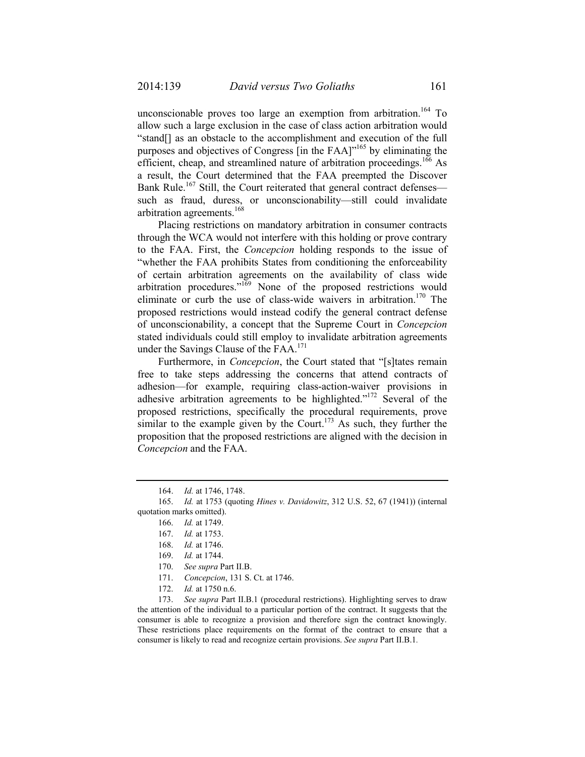unconscionable proves too large an exemption from arbitration.[164] To allow such a large exclusion in the case of class action arbitration would "stand[] as an obstacle to the accomplishment and execution of the full purposes and objectives of Congress [in the FAA]"[165] by eliminating the efficient, cheap, and streamlined nature of arbitration proceedings.[166] As a result, the Court determined that the FAA preempted the Discover Bank Rule.[167] Still, the Court reiterated that general contract defenses—such as fraud, duress, or unconscionability—still could invalidate arbitration agreements.[168]

Placing restrictions on mandatory arbitration in consumer contracts through the WCA would not interfere with this holding or prove contrary to the FAA. First, the *Concepcion* holding responds to the issue of "whether the FAA prohibits States from conditioning the enforceability of certain arbitration agreements on the availability of class wide arbitration procedures."[169] None of the proposed restrictions would eliminate or curb the use of class-wide waivers in arbitration.[170] The proposed restrictions would instead codify the general contract defense of unconscionability, a concept that the Supreme Court in *Concepcion* stated individuals could still employ to invalidate arbitration agreements under the Savings Clause of the FAA.[171]

Furthermore, in *Concepcion*, the Court stated that "[s]tates remain free to take steps addressing the concerns that attend contracts of adhesion—for example, requiring class-action-waiver provisions in adhesive arbitration agreements to be highlighted."[172] Several of the proposed restrictions, specifically the procedural requirements, prove similar to the example given by the Court.[173] As such, they further the proposition that the proposed restrictions are aligned with the decision in *Concepcion* and the FAA.

---

164. *Id.* at 1746, 1748.

165. *Id.* at 1753 (quoting *Hines v. Davidowitz*, 312 U.S. 52, 67 (1941)) (internal quotation marks omitted).

166. *Id.* at 1749.

167. *Id.* at 1753.

168. *Id.* at 1746.

169. *Id.* at 1744.

170. *See supra* Part II.B.

171. *Concepcion*, 131 S. Ct. at 1746.

172. *Id.* at 1750 n.6.

173. *See supra* Part II.B.1 (procedural restrictions). Highlighting serves to draw the attention of the individual to a particular portion of the contract. It suggests that the consumer is able to recognize a provision and therefore sign the contract knowingly. These restrictions place requirements on the format of the contract to ensure that a consumer is likely to read and recognize certain provisions. *See supra* Part II.B.1.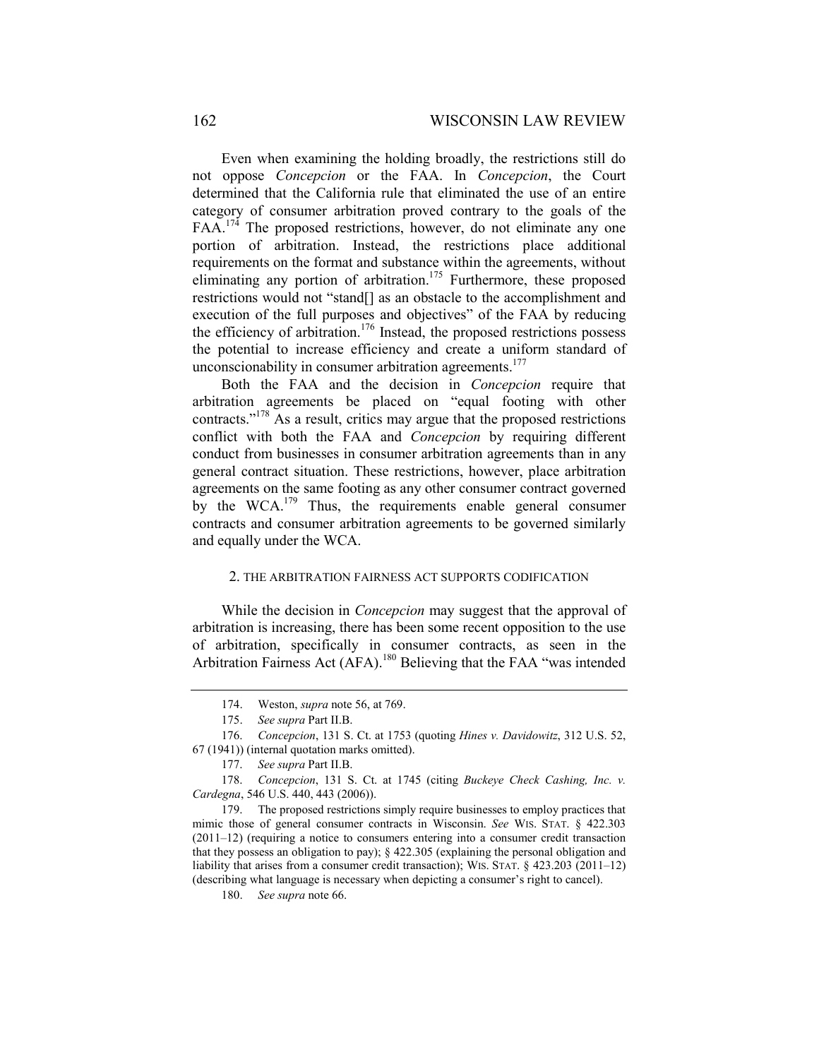Even when examining the holding broadly, the restrictions still do not oppose *Concepcion* or the FAA. In *Concepcion*, the Court determined that the California rule that eliminated the use of an entire category of consumer arbitration proved contrary to the goals of the FAA.[174] The proposed restrictions, however, do not eliminate any one portion of arbitration. Instead, the restrictions place additional requirements on the format and substance within the agreements, without eliminating any portion of arbitration.[175] Furthermore, these proposed restrictions would not "stand[] as an obstacle to the accomplishment and execution of the full purposes and objectives" of the FAA by reducing the efficiency of arbitration.[176] Instead, the proposed restrictions possess the potential to increase efficiency and create a uniform standard of unconscionability in consumer arbitration agreements.[177]

Both the FAA and the decision in *Concepcion* require that arbitration agreements be placed on "equal footing with other contracts."[178] As a result, critics may argue that the proposed restrictions conflict with both the FAA and *Concepcion* by requiring different conduct from businesses in consumer arbitration agreements than in any general contract situation. These restrictions, however, place arbitration agreements on the same footing as any other consumer contract governed by the WCA.[179] Thus, the requirements enable general consumer contracts and consumer arbitration agreements to be governed similarly and equally under the WCA.

### 2. THE ARBITRATION FAIRNESS ACT SUPPORTS CODIFICATION

While the decision in *Concepcion* may suggest that the approval of arbitration is increasing, there has been some recent opposition to the use of arbitration, specifically in consumer contracts, as seen in the Arbitration Fairness Act (AFA).[180] Believing that the FAA "was intended

---

174. Weston, *supra* note 56, at 769.

175. *See supra* Part II.B.

176. *Concepcion*, 131 S. Ct. at 1753 (quoting *Hines v. Davidowitz*, 312 U.S. 52, 67 (1941)) (internal quotation marks omitted).

177. *See supra* Part II.B.

178. *Concepcion*, 131 S. Ct. at 1745 (citing *Buckeye Check Cashing, Inc. v. Cardegna*, 546 U.S. 440, 443 (2006)).

179. The proposed restrictions simply require businesses to employ practices that mimic those of general consumer contracts in Wisconsin. *See* WIS. STAT. § 422.303 (2011–12) (requiring a notice to consumers entering into a consumer credit transaction that they possess an obligation to pay); § 422.305 (explaining the personal obligation and liability that arises from a consumer credit transaction); WIS. STAT. § 423.203 (2011–12) (describing what language is necessary when depicting a consumer's right to cancel).

180. *See supra* note 66.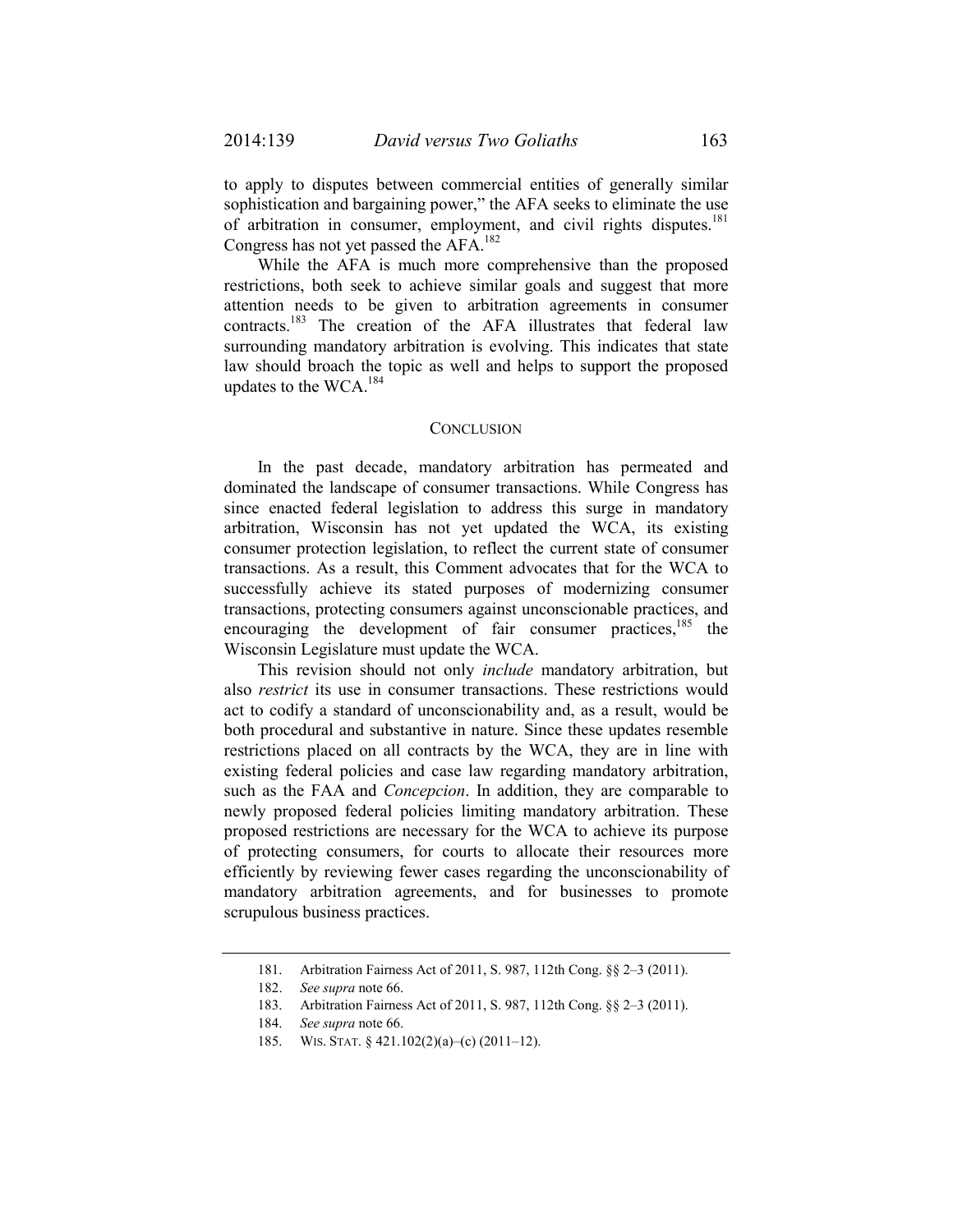to apply to disputes between commercial entities of generally similar sophistication and bargaining power," the AFA seeks to eliminate the use of arbitration in consumer, employment, and civil rights disputes.[181] Congress has not yet passed the AFA.[182]

While the AFA is much more comprehensive than the proposed restrictions, both seek to achieve similar goals and suggest that more attention needs to be given to arbitration agreements in consumer contracts.[183] The creation of the AFA illustrates that federal law surrounding mandatory arbitration is evolving. This indicates that state law should broach the topic as well and helps to support the proposed updates to the WCA.[184]

## CONCLUSION

In the past decade, mandatory arbitration has permeated and dominated the landscape of consumer transactions. While Congress has since enacted federal legislation to address this surge in mandatory arbitration, Wisconsin has not yet updated the WCA, its existing consumer protection legislation, to reflect the current state of consumer transactions. As a result, this Comment advocates that for the WCA to successfully achieve its stated purposes of modernizing consumer transactions, protecting consumers against unconscionable practices, and encouraging the development of fair consumer practices,[185] the Wisconsin Legislature must update the WCA.

This revision should not only *include* mandatory arbitration, but also *restrict* its use in consumer transactions. These restrictions would act to codify a standard of unconscionability and, as a result, would be both procedural and substantive in nature. Since these updates resemble restrictions placed on all contracts by the WCA, they are in line with existing federal policies and case law regarding mandatory arbitration, such as the FAA and *Concepcion*. In addition, they are comparable to newly proposed federal policies limiting mandatory arbitration. These proposed restrictions are necessary for the WCA to achieve its purpose of protecting consumers, for courts to allocate their resources more efficiently by reviewing fewer cases regarding the unconscionability of mandatory arbitration agreements, and for businesses to promote scrupulous business practices.

---

181. Arbitration Fairness Act of 2011, S. 987, 112th Cong. §§ 2–3 (2011).

182. *See supra* note 66.

183. Arbitration Fairness Act of 2011, S. 987, 112th Cong. §§ 2–3 (2011).

184. *See supra* note 66.

185. WIS. STAT. § 421.102(2)(a)–(c) (2011–12).